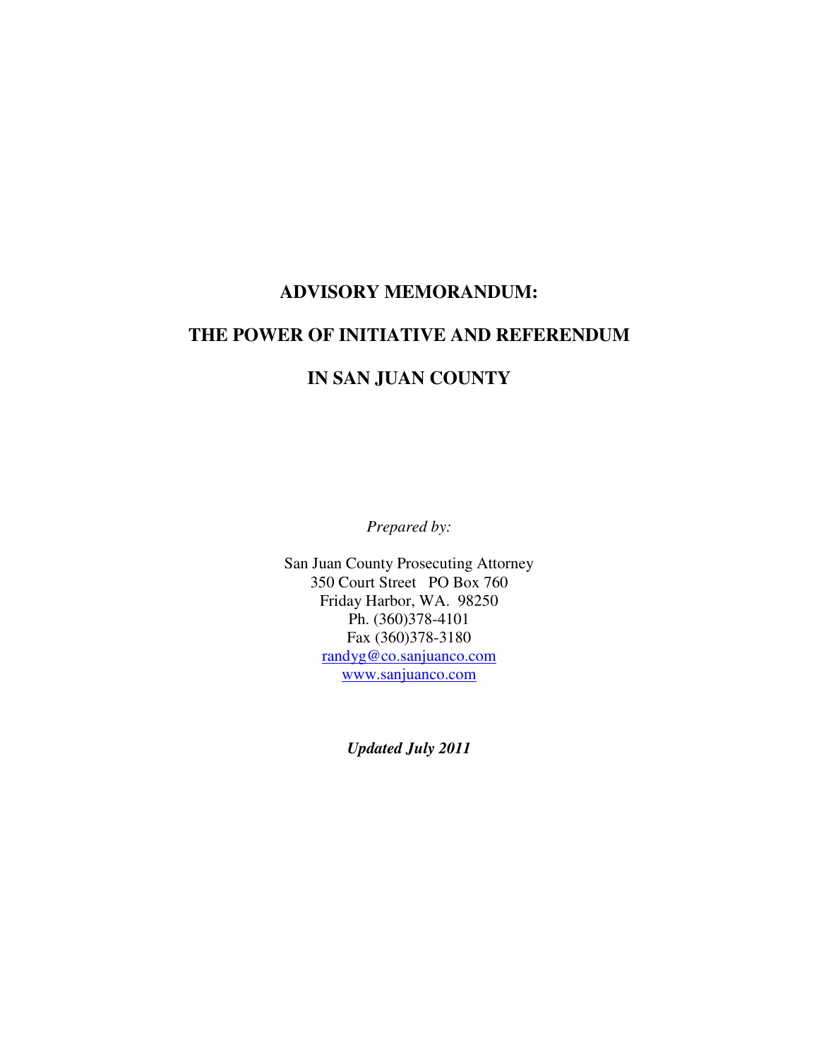# ADVISORY MEMORANDUM:

# THE POWER OF INITIATIVE AND REFERENDUM

# IN SAN JUAN COUNTY

*Prepared by:*

San Juan County Prosecuting Attorney
350 Court Street PO Box 760
Friday Harbor, WA. 98250
Ph. (360)378-4101
Fax (360)378-3180
randyg@co.sanjuanco.com
www.sanjuanco.com

***Updated July 2011***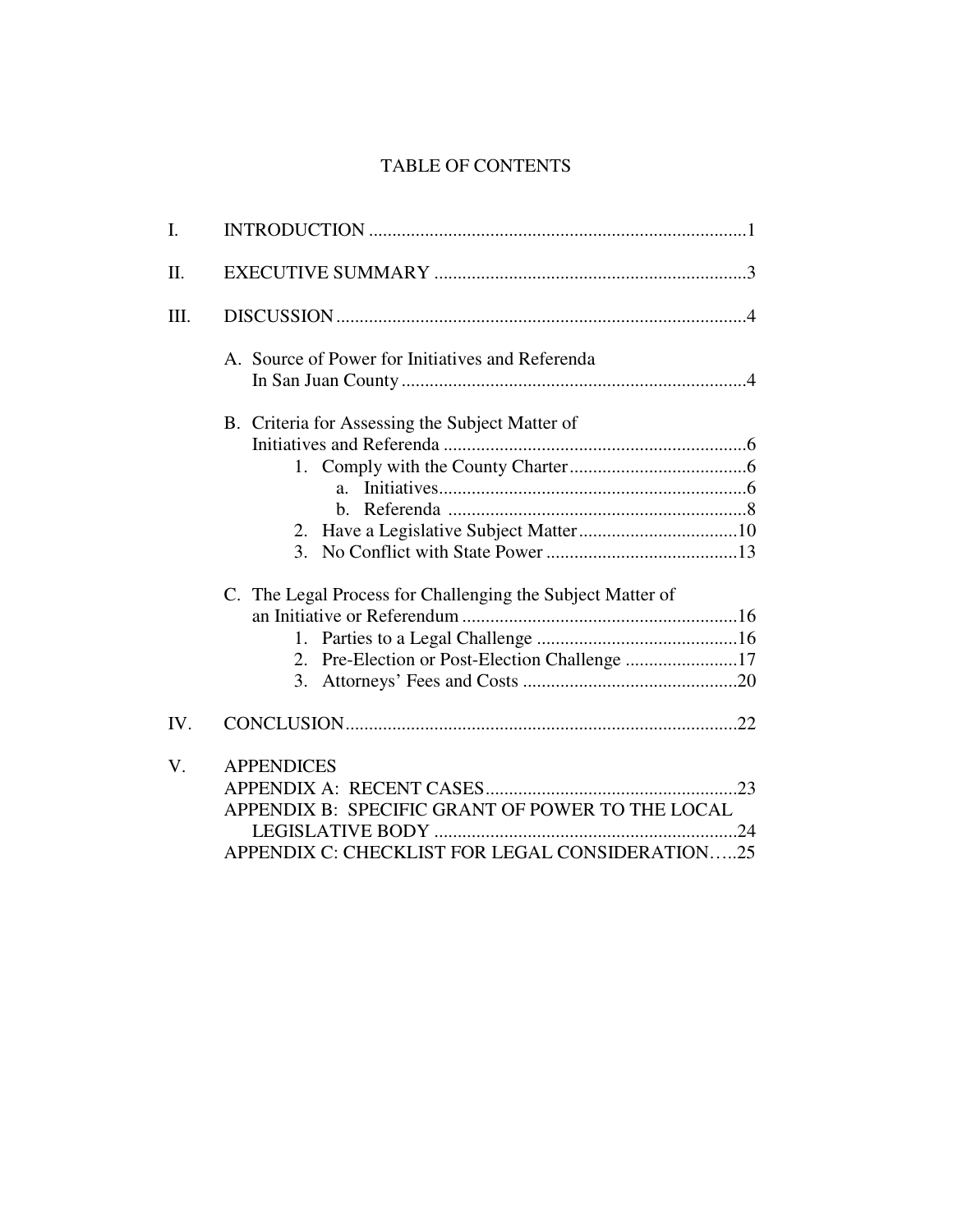# TABLE OF CONTENTS

I. INTRODUCTION ....................................................................................1

II. EXECUTIVE SUMMARY ....................................................................3

III. DISCUSSION ........................................................................................4

- A. Source of Power for Initiatives and Referenda In San Juan County ...........................................................................4
- B. Criteria for Assessing the Subject Matter of Initiatives and Referenda ..................................................................6
  1. Comply with the County Charter .......................................6
     - a. Initiatives...................................................................6
     - b. Referenda .................................................................8
  2. Have a Legislative Subject Matter ...................................10
  3. No Conflict with State Power ..........................................13
- C. The Legal Process for Challenging the Subject Matter of an Initiative or Referendum ............................................................16
  1. Parties to a Legal Challenge ............................................16
  2. Pre-Election or Post-Election Challenge .........................17
  3. Attorneys' Fees and Costs ...............................................20

IV. CONCLUSION.....................................................................................22

V. APPENDICES

- APPENDIX A: RECENT CASES.......................................................23
- APPENDIX B: SPECIFIC GRANT OF POWER TO THE LOCAL LEGISLATIVE BODY .................................................................24
- APPENDIX C: CHECKLIST FOR LEGAL CONSIDERATION…..25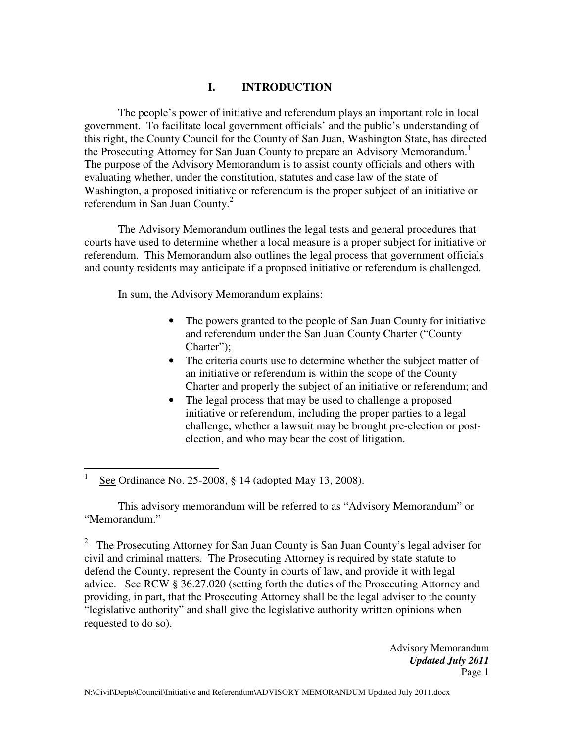## I. INTRODUCTION

The people's power of initiative and referendum plays an important role in local government. To facilitate local government officials' and the public's understanding of this right, the County Council for the County of San Juan, Washington State, has directed the Prosecuting Attorney for San Juan County to prepare an Advisory Memorandum.[1] The purpose of the Advisory Memorandum is to assist county officials and others with evaluating whether, under the constitution, statutes and case law of the state of Washington, a proposed initiative or referendum is the proper subject of an initiative or referendum in San Juan County.[2]

The Advisory Memorandum outlines the legal tests and general procedures that courts have used to determine whether a local measure is a proper subject for initiative or referendum. This Memorandum also outlines the legal process that government officials and county residents may anticipate if a proposed initiative or referendum is challenged.

In sum, the Advisory Memorandum explains:

- The powers granted to the people of San Juan County for initiative and referendum under the San Juan County Charter ("County Charter");
- The criteria courts use to determine whether the subject matter of an initiative or referendum is within the scope of the County Charter and properly the subject of an initiative or referendum; and
- The legal process that may be used to challenge a proposed initiative or referendum, including the proper parties to a legal challenge, whether a lawsuit may be brought pre-election or post-election, and who may bear the cost of litigation.

---

[1] <u>See</u> Ordinance No. 25-2008, § 14 (adopted May 13, 2008).

This advisory memorandum will be referred to as "Advisory Memorandum" or "Memorandum."

[2] The Prosecuting Attorney for San Juan County is San Juan County's legal adviser for civil and criminal matters. The Prosecuting Attorney is required by state statute to defend the County, represent the County in courts of law, and provide it with legal advice. <u>See</u> RCW § 36.27.020 (setting forth the duties of the Prosecuting Attorney and providing, in part, that the Prosecuting Attorney shall be the legal adviser to the county "legislative authority" and shall give the legislative authority written opinions when requested to do so).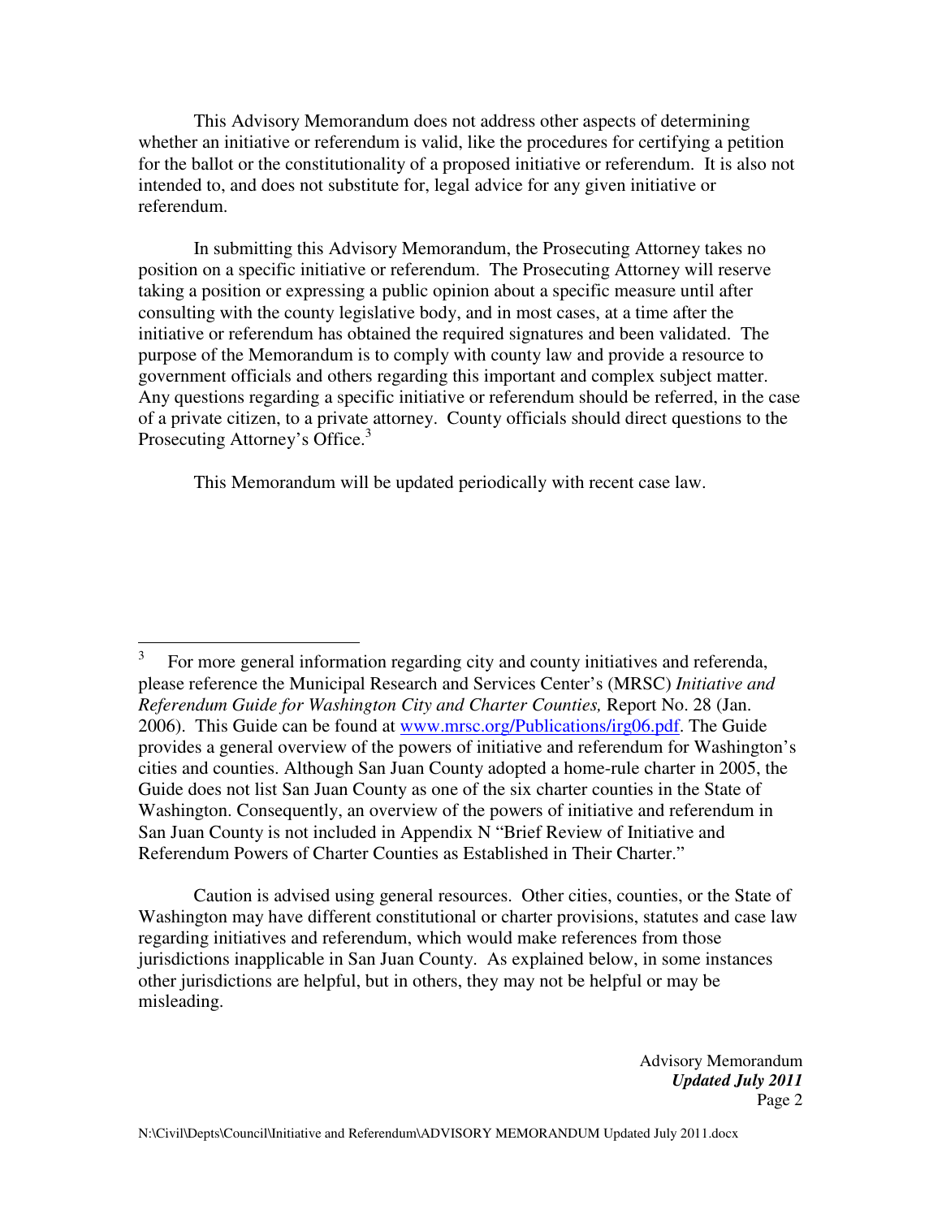This Advisory Memorandum does not address other aspects of determining whether an initiative or referendum is valid, like the procedures for certifying a petition for the ballot or the constitutionality of a proposed initiative or referendum. It is also not intended to, and does not substitute for, legal advice for any given initiative or referendum.

In submitting this Advisory Memorandum, the Prosecuting Attorney takes no position on a specific initiative or referendum. The Prosecuting Attorney will reserve taking a position or expressing a public opinion about a specific measure until after consulting with the county legislative body, and in most cases, at a time after the initiative or referendum has obtained the required signatures and been validated. The purpose of the Memorandum is to comply with county law and provide a resource to government officials and others regarding this important and complex subject matter. Any questions regarding a specific initiative or referendum should be referred, in the case of a private citizen, to a private attorney. County officials should direct questions to the Prosecuting Attorney's Office.[3]

This Memorandum will be updated periodically with recent case law.

---

[3] For more general information regarding city and county initiatives and referenda, please reference the Municipal Research and Services Center's (MRSC) *Initiative and Referendum Guide for Washington City and Charter Counties,* Report No. 28 (Jan. 2006). This Guide can be found at www.mrsc.org/Publications/irg06.pdf. The Guide provides a general overview of the powers of initiative and referendum for Washington's cities and counties. Although San Juan County adopted a home-rule charter in 2005, the Guide does not list San Juan County as one of the six charter counties in the State of Washington. Consequently, an overview of the powers of initiative and referendum in San Juan County is not included in Appendix N "Brief Review of Initiative and Referendum Powers of Charter Counties as Established in Their Charter."

Caution is advised using general resources. Other cities, counties, or the State of Washington may have different constitutional or charter provisions, statutes and case law regarding initiatives and referendum, which would make references from those jurisdictions inapplicable in San Juan County. As explained below, in some instances other jurisdictions are helpful, but in others, they may not be helpful or may be misleading.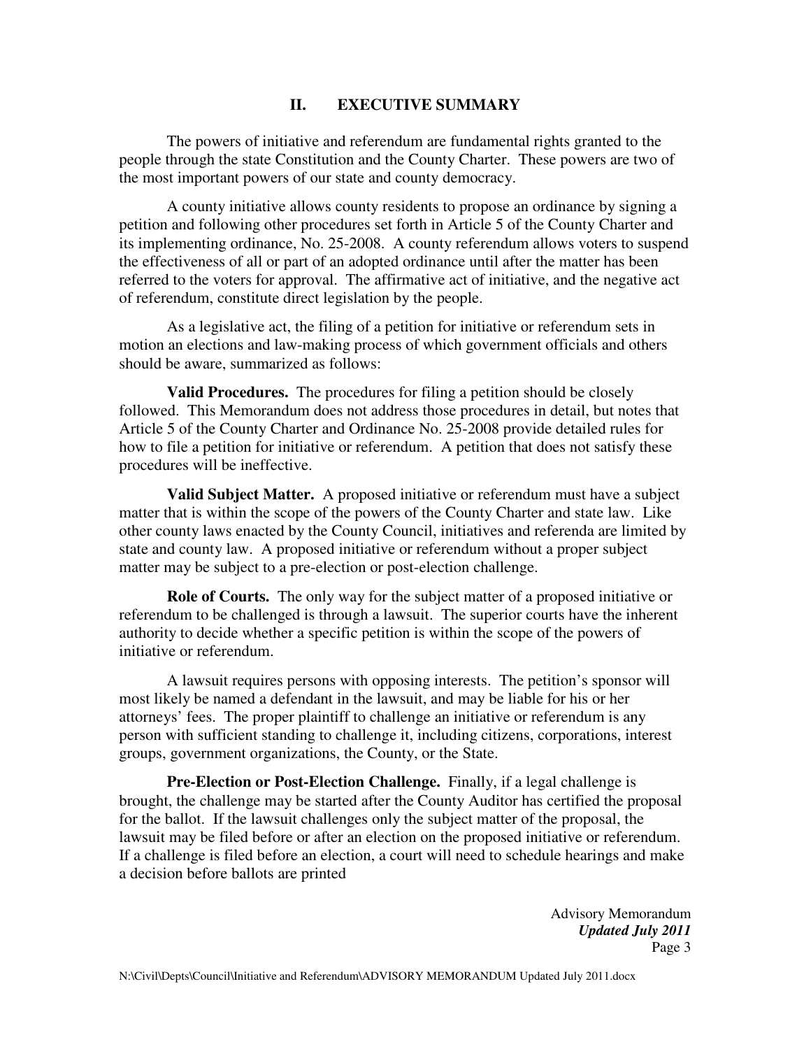## II. EXECUTIVE SUMMARY

The powers of initiative and referendum are fundamental rights granted to the people through the state Constitution and the County Charter. These powers are two of the most important powers of our state and county democracy.

A county initiative allows county residents to propose an ordinance by signing a petition and following other procedures set forth in Article 5 of the County Charter and its implementing ordinance, No. 25-2008. A county referendum allows voters to suspend the effectiveness of all or part of an adopted ordinance until after the matter has been referred to the voters for approval. The affirmative act of initiative, and the negative act of referendum, constitute direct legislation by the people.

As a legislative act, the filing of a petition for initiative or referendum sets in motion an elections and law-making process of which government officials and others should be aware, summarized as follows:

**Valid Procedures.** The procedures for filing a petition should be closely followed. This Memorandum does not address those procedures in detail, but notes that Article 5 of the County Charter and Ordinance No. 25-2008 provide detailed rules for how to file a petition for initiative or referendum. A petition that does not satisfy these procedures will be ineffective.

**Valid Subject Matter.** A proposed initiative or referendum must have a subject matter that is within the scope of the powers of the County Charter and state law. Like other county laws enacted by the County Council, initiatives and referenda are limited by state and county law. A proposed initiative or referendum without a proper subject matter may be subject to a pre-election or post-election challenge.

**Role of Courts.** The only way for the subject matter of a proposed initiative or referendum to be challenged is through a lawsuit. The superior courts have the inherent authority to decide whether a specific petition is within the scope of the powers of initiative or referendum.

A lawsuit requires persons with opposing interests. The petition's sponsor will most likely be named a defendant in the lawsuit, and may be liable for his or her attorneys' fees. The proper plaintiff to challenge an initiative or referendum is any person with sufficient standing to challenge it, including citizens, corporations, interest groups, government organizations, the County, or the State.

**Pre-Election or Post-Election Challenge.** Finally, if a legal challenge is brought, the challenge may be started after the County Auditor has certified the proposal for the ballot. If the lawsuit challenges only the subject matter of the proposal, the lawsuit may be filed before or after an election on the proposed initiative or referendum. If a challenge is filed before an election, a court will need to schedule hearings and make a decision before ballots are printed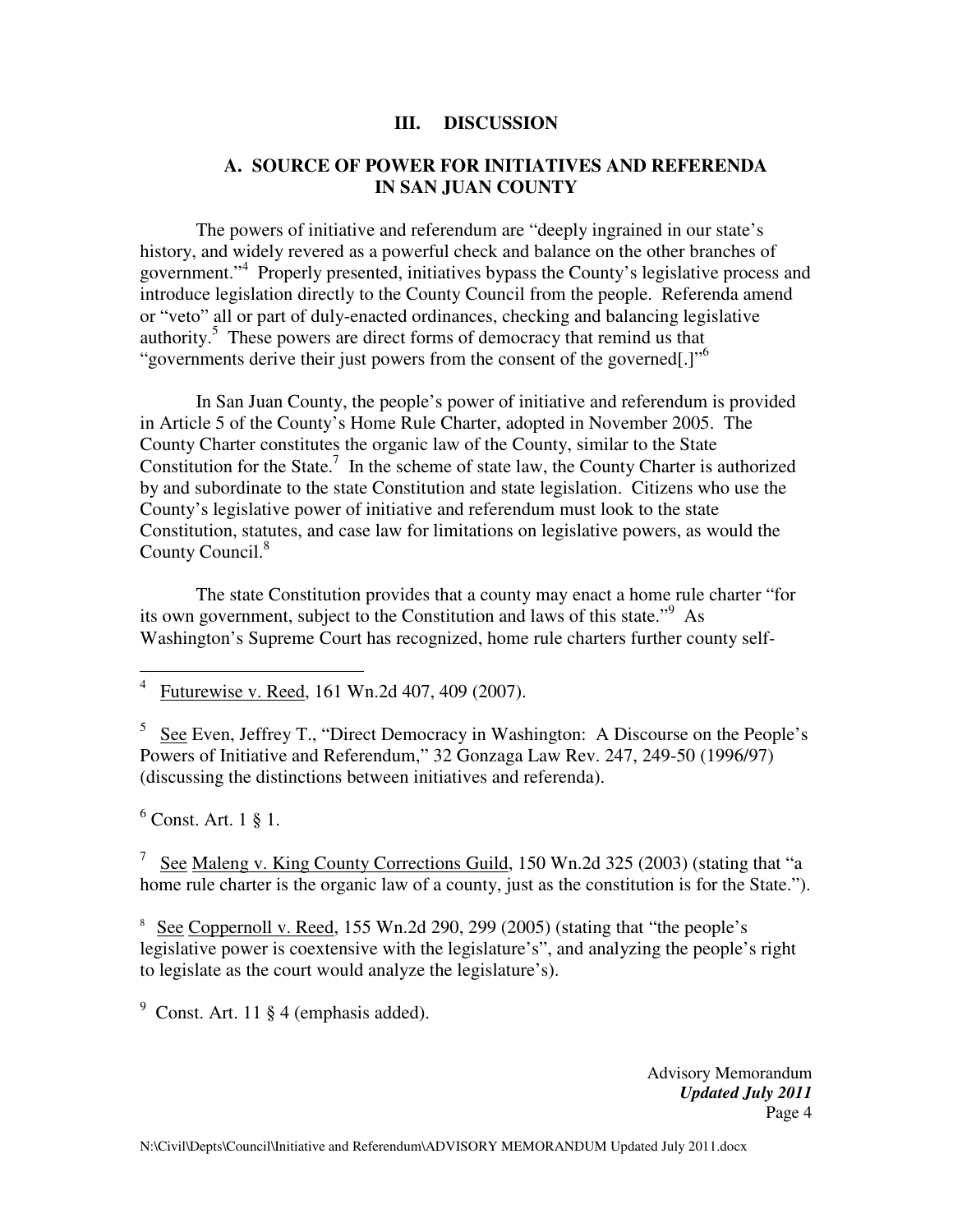## III. DISCUSSION

### A. SOURCE OF POWER FOR INITIATIVES AND REFERENDA IN SAN JUAN COUNTY

The powers of initiative and referendum are "deeply ingrained in our state's history, and widely revered as a powerful check and balance on the other branches of government."[4] Properly presented, initiatives bypass the County's legislative process and introduce legislation directly to the County Council from the people. Referenda amend or "veto" all or part of duly-enacted ordinances, checking and balancing legislative authority.[5] These powers are direct forms of democracy that remind us that "governments derive their just powers from the consent of the governed[.]"[6]

In San Juan County, the people's power of initiative and referendum is provided in Article 5 of the County's Home Rule Charter, adopted in November 2005. The County Charter constitutes the organic law of the County, similar to the State Constitution for the State.[7] In the scheme of state law, the County Charter is authorized by and subordinate to the state Constitution and state legislation. Citizens who use the County's legislative power of initiative and referendum must look to the state Constitution, statutes, and case law for limitations on legislative powers, as would the County Council.[8]

The state Constitution provides that a county may enact a home rule charter "for its own government, subject to the Constitution and laws of this state."[9] As Washington's Supreme Court has recognized, home rule charters further county self-

---

[4] Futurewise v. Reed, 161 Wn.2d 407, 409 (2007).

[5] See Even, Jeffrey T., "Direct Democracy in Washington: A Discourse on the People's Powers of Initiative and Referendum," 32 Gonzaga Law Rev. 247, 249-50 (1996/97) (discussing the distinctions between initiatives and referenda).

[6] Const. Art. 1 § 1.

[7] See Maleng v. King County Corrections Guild, 150 Wn.2d 325 (2003) (stating that "a home rule charter is the organic law of a county, just as the constitution is for the State.").

[8] See Coppernoll v. Reed, 155 Wn.2d 290, 299 (2005) (stating that "the people's legislative power is coextensive with the legislature's", and analyzing the people's right to legislate as the court would analyze the legislature's).

[9] Const. Art. 11 § 4 (emphasis added).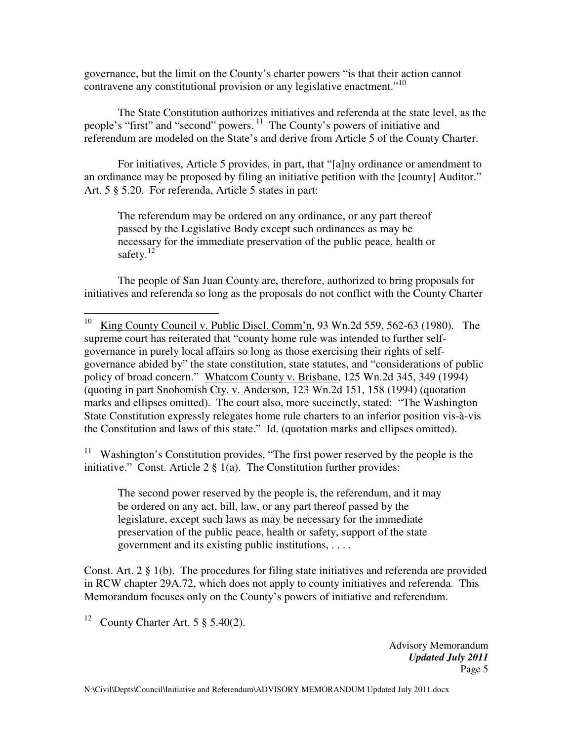governance, but the limit on the County's charter powers "is that their action cannot contravene any constitutional provision or any legislative enactment."[10]

The State Constitution authorizes initiatives and referenda at the state level, as the people's "first" and "second" powers.[11] The County's powers of initiative and referendum are modeled on the State's and derive from Article 5 of the County Charter.

For initiatives, Article 5 provides, in part, that "[a]ny ordinance or amendment to an ordinance may be proposed by filing an initiative petition with the [county] Auditor." Art. 5 § 5.20. For referenda, Article 5 states in part:

> The referendum may be ordered on any ordinance, or any part thereof passed by the Legislative Body except such ordinances as may be necessary for the immediate preservation of the public peace, health or safety.[12]

The people of San Juan County are, therefore, authorized to bring proposals for initiatives and referenda so long as the proposals do not conflict with the County Charter

---

[10] King County Council v. Public Discl. Comm'n, 93 Wn.2d 559, 562-63 (1980). The supreme court has reiterated that "county home rule was intended to further self-governance in purely local affairs so long as those exercising their rights of self-governance abided by" the state constitution, state statutes, and "considerations of public policy of broad concern." Whatcom County v. Brisbane, 125 Wn.2d 345, 349 (1994) (quoting in part Snohomish Cty. v. Anderson, 123 Wn.2d 151, 158 (1994) (quotation marks and ellipses omitted). The court also, more succinctly, stated: "The Washington State Constitution expressly relegates home rule charters to an inferior position vis-à-vis the Constitution and laws of this state." Id. (quotation marks and ellipses omitted).

[11] Washington's Constitution provides, "The first power reserved by the people is the initiative." Const. Article 2 § 1(a). The Constitution further provides:

> The second power reserved by the people is, the referendum, and it may be ordered on any act, bill, law, or any part thereof passed by the legislature, except such laws as may be necessary for the immediate preservation of the public peace, health or safety, support of the state government and its existing public institutions, . . . .

Const. Art. 2 § 1(b). The procedures for filing state initiatives and referenda are provided in RCW chapter 29A.72, which does not apply to county initiatives and referenda. This Memorandum focuses only on the County's powers of initiative and referendum.

[12] County Charter Art. 5 § 5.40(2).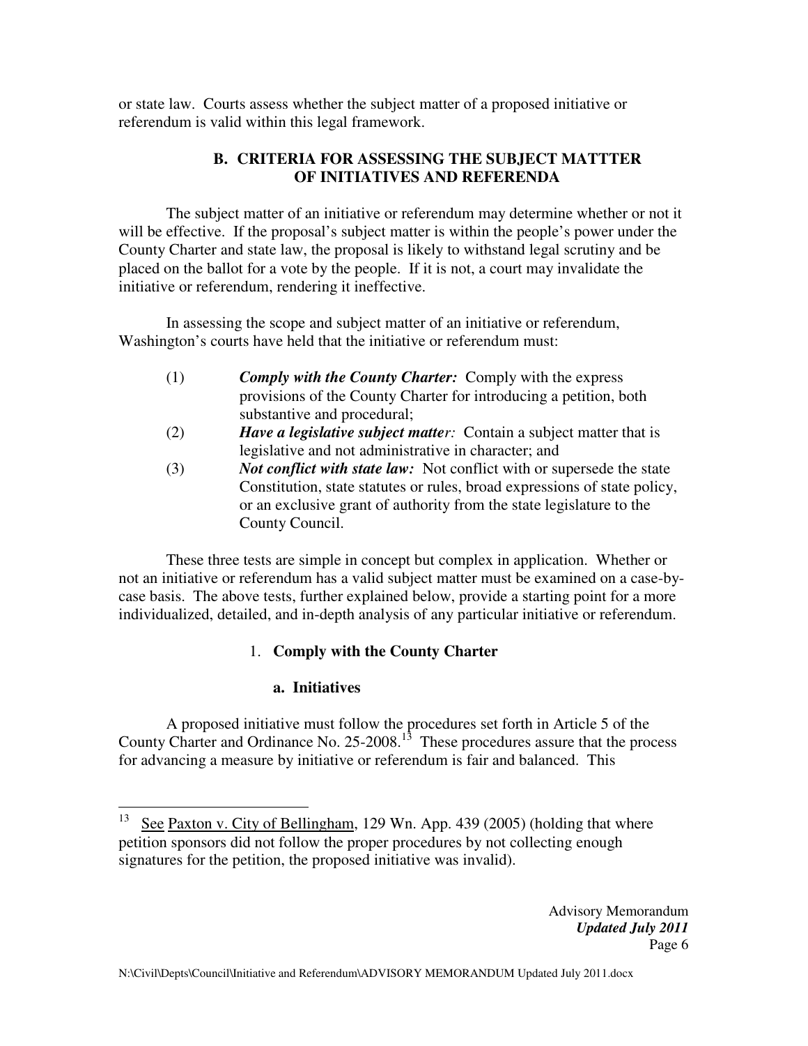or state law. Courts assess whether the subject matter of a proposed initiative or referendum is valid within this legal framework.

### B. CRITERIA FOR ASSESSING THE SUBJECT MATTTER OF INITIATIVES AND REFERENDA

The subject matter of an initiative or referendum may determine whether or not it will be effective. If the proposal's subject matter is within the people's power under the County Charter and state law, the proposal is likely to withstand legal scrutiny and be placed on the ballot for a vote by the people. If it is not, a court may invalidate the initiative or referendum, rendering it ineffective.

In assessing the scope and subject matter of an initiative or referendum, Washington's courts have held that the initiative or referendum must:

(1) ***Comply with the County Charter:*** Comply with the express provisions of the County Charter for introducing a petition, both substantive and procedural;

(2) ***Have a legislative subject matter:*** Contain a subject matter that is legislative and not administrative in character; and

(3) ***Not conflict with state law:*** Not conflict with or supersede the state Constitution, state statutes or rules, broad expressions of state policy, or an exclusive grant of authority from the state legislature to the County Council.

These three tests are simple in concept but complex in application. Whether or not an initiative or referendum has a valid subject matter must be examined on a case-by-case basis. The above tests, further explained below, provide a starting point for a more individualized, detailed, and in-depth analysis of any particular initiative or referendum.

#### 1. Comply with the County Charter

##### a. Initiatives

A proposed initiative must follow the procedures set forth in Article 5 of the County Charter and Ordinance No. 25-2008.[13] These procedures assure that the process for advancing a measure by initiative or referendum is fair and balanced. This

---

[13] See Paxton v. City of Bellingham, 129 Wn. App. 439 (2005) (holding that where petition sponsors did not follow the proper procedures by not collecting enough signatures for the petition, the proposed initiative was invalid).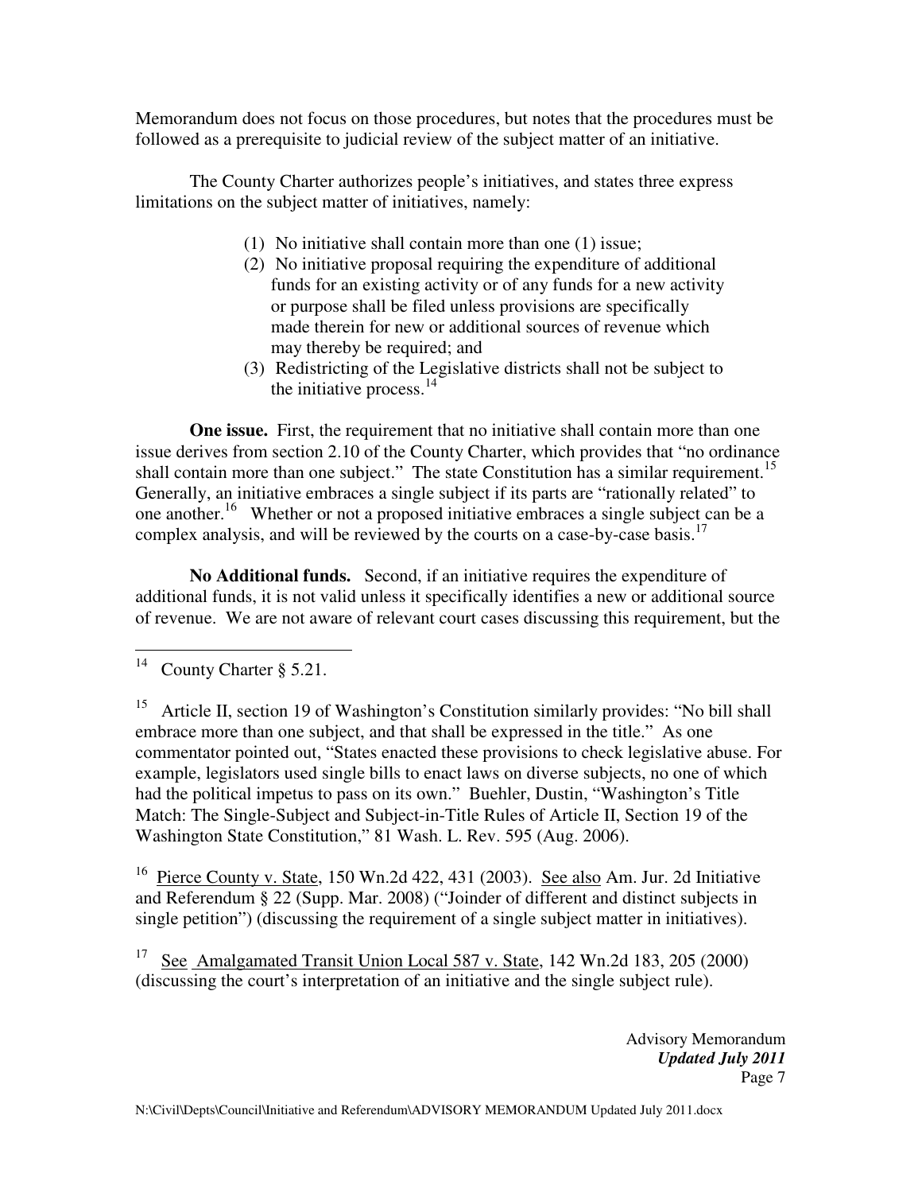Memorandum does not focus on those procedures, but notes that the procedures must be followed as a prerequisite to judicial review of the subject matter of an initiative.

The County Charter authorizes people's initiatives, and states three express limitations on the subject matter of initiatives, namely:

> (1) No initiative shall contain more than one (1) issue;
> (2) No initiative proposal requiring the expenditure of additional funds for an existing activity or of any funds for a new activity or purpose shall be filed unless provisions are specifically made therein for new or additional sources of revenue which may thereby be required; and
> (3) Redistricting of the Legislative districts shall not be subject to the initiative process.[14]

**One issue.** First, the requirement that no initiative shall contain more than one issue derives from section 2.10 of the County Charter, which provides that "no ordinance shall contain more than one subject." The state Constitution has a similar requirement.[15] Generally, an initiative embraces a single subject if its parts are "rationally related" to one another.[16] Whether or not a proposed initiative embraces a single subject can be a complex analysis, and will be reviewed by the courts on a case-by-case basis.[17]

**No Additional funds.** Second, if an initiative requires the expenditure of additional funds, it is not valid unless it specifically identifies a new or additional source of revenue. We are not aware of relevant court cases discussing this requirement, but the

---

[14] County Charter § 5.21.

[15] Article II, section 19 of Washington's Constitution similarly provides: "No bill shall embrace more than one subject, and that shall be expressed in the title." As one commentator pointed out, "States enacted these provisions to check legislative abuse. For example, legislators used single bills to enact laws on diverse subjects, no one of which had the political impetus to pass on its own." Buehler, Dustin, "Washington's Title Match: The Single-Subject and Subject-in-Title Rules of Article II, Section 19 of the Washington State Constitution," 81 Wash. L. Rev. 595 (Aug. 2006).

[16] Pierce County v. State, 150 Wn.2d 422, 431 (2003). See also Am. Jur. 2d Initiative and Referendum § 22 (Supp. Mar. 2008) ("Joinder of different and distinct subjects in single petition") (discussing the requirement of a single subject matter in initiatives).

[17] See Amalgamated Transit Union Local 587 v. State, 142 Wn.2d 183, 205 (2000) (discussing the court's interpretation of an initiative and the single subject rule).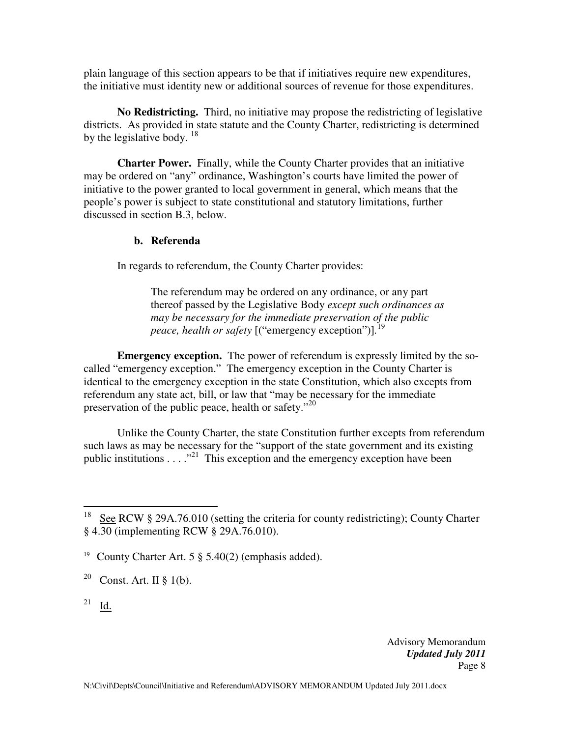plain language of this section appears to be that if initiatives require new expenditures, the initiative must identity new or additional sources of revenue for those expenditures.

**No Redistricting.** Third, no initiative may propose the redistricting of legislative districts. As provided in state statute and the County Charter, redistricting is determined by the legislative body. [18]

**Charter Power.** Finally, while the County Charter provides that an initiative may be ordered on "any" ordinance, Washington's courts have limited the power of initiative to the power granted to local government in general, which means that the people's power is subject to state constitutional and statutory limitations, further discussed in section B.3, below.

**b. Referenda**

In regards to referendum, the County Charter provides:

> The referendum may be ordered on any ordinance, or any part thereof passed by the Legislative Body *except such ordinances as may be necessary for the immediate preservation of the public peace, health or safety* [("emergency exception")].[19]

**Emergency exception.** The power of referendum is expressly limited by the so-called "emergency exception." The emergency exception in the County Charter is identical to the emergency exception in the state Constitution, which also excepts from referendum any state act, bill, or law that "may be necessary for the immediate preservation of the public peace, health or safety."[20]

Unlike the County Charter, the state Constitution further excepts from referendum such laws as may be necessary for the "support of the state government and its existing public institutions . . . ."[21] This exception and the emergency exception have been

---

[18] See RCW § 29A.76.010 (setting the criteria for county redistricting); County Charter § 4.30 (implementing RCW § 29A.76.010).

[19] County Charter Art. 5 § 5.40(2) (emphasis added).

[20] Const. Art. II § 1(b).

[21] Id.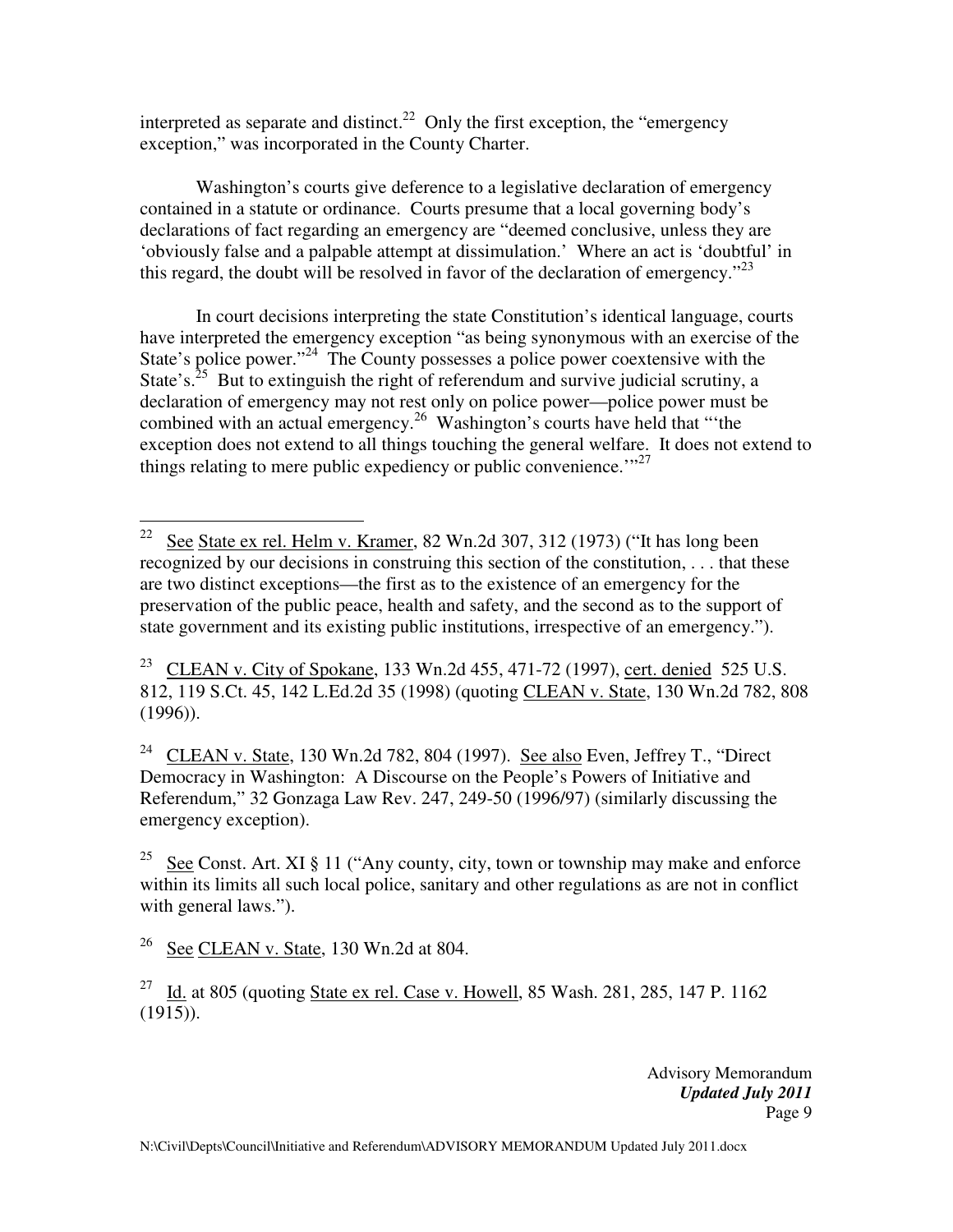interpreted as separate and distinct.[22] Only the first exception, the "emergency exception," was incorporated in the County Charter.

Washington's courts give deference to a legislative declaration of emergency contained in a statute or ordinance. Courts presume that a local governing body's declarations of fact regarding an emergency are "deemed conclusive, unless they are 'obviously false and a palpable attempt at dissimulation.' Where an act is 'doubtful' in this regard, the doubt will be resolved in favor of the declaration of emergency."[23]

In court decisions interpreting the state Constitution's identical language, courts have interpreted the emergency exception "as being synonymous with an exercise of the State's police power."[24] The County possesses a police power coextensive with the State's.[25] But to extinguish the right of referendum and survive judicial scrutiny, a declaration of emergency may not rest only on police power—police power must be combined with an actual emergency.[26] Washington's courts have held that "'the exception does not extend to all things touching the general welfare. It does not extend to things relating to mere public expediency or public convenience.'"[27]

---

[22] See State ex rel. Helm v. Kramer, 82 Wn.2d 307, 312 (1973) ("It has long been recognized by our decisions in construing this section of the constitution, . . . that these are two distinct exceptions—the first as to the existence of an emergency for the preservation of the public peace, health and safety, and the second as to the support of state government and its existing public institutions, irrespective of an emergency.").

[23] CLEAN v. City of Spokane, 133 Wn.2d 455, 471-72 (1997), cert. denied 525 U.S. 812, 119 S.Ct. 45, 142 L.Ed.2d 35 (1998) (quoting CLEAN v. State, 130 Wn.2d 782, 808 (1996)).

[24] CLEAN v. State, 130 Wn.2d 782, 804 (1997). See also Even, Jeffrey T., "Direct Democracy in Washington: A Discourse on the People's Powers of Initiative and Referendum," 32 Gonzaga Law Rev. 247, 249-50 (1996/97) (similarly discussing the emergency exception).

[25] See Const. Art. XI § 11 ("Any county, city, town or township may make and enforce within its limits all such local police, sanitary and other regulations as are not in conflict with general laws.").

[26] See CLEAN v. State, 130 Wn.2d at 804.

[27] Id. at 805 (quoting State ex rel. Case v. Howell, 85 Wash. 281, 285, 147 P. 1162 (1915)).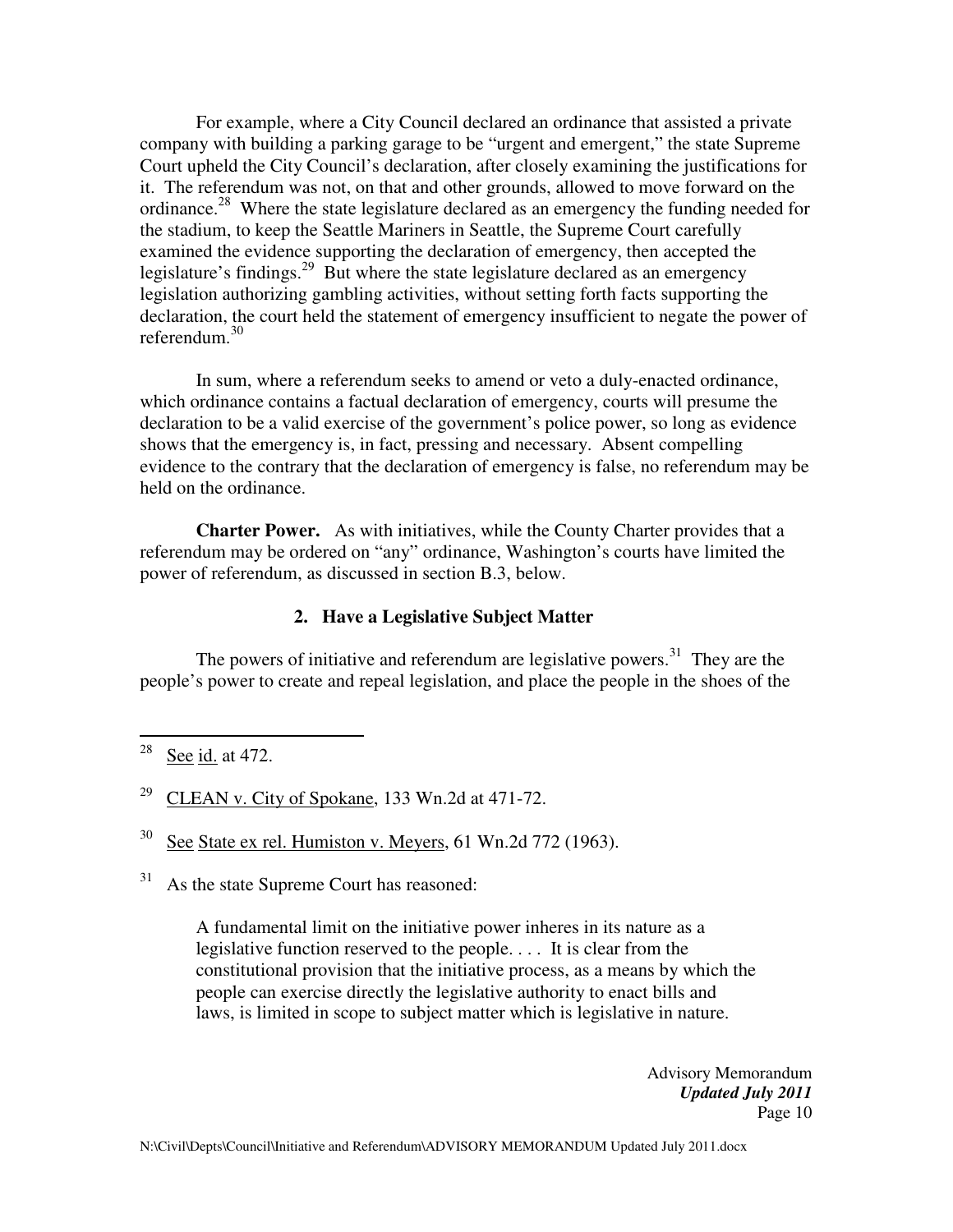For example, where a City Council declared an ordinance that assisted a private company with building a parking garage to be "urgent and emergent," the state Supreme Court upheld the City Council's declaration, after closely examining the justifications for it. The referendum was not, on that and other grounds, allowed to move forward on the ordinance.[28] Where the state legislature declared as an emergency the funding needed for the stadium, to keep the Seattle Mariners in Seattle, the Supreme Court carefully examined the evidence supporting the declaration of emergency, then accepted the legislature's findings.[29] But where the state legislature declared as an emergency legislation authorizing gambling activities, without setting forth facts supporting the declaration, the court held the statement of emergency insufficient to negate the power of referendum.[30]

In sum, where a referendum seeks to amend or veto a duly-enacted ordinance, which ordinance contains a factual declaration of emergency, courts will presume the declaration to be a valid exercise of the government's police power, so long as evidence shows that the emergency is, in fact, pressing and necessary. Absent compelling evidence to the contrary that the declaration of emergency is false, no referendum may be held on the ordinance.

**Charter Power.** As with initiatives, while the County Charter provides that a referendum may be ordered on "any" ordinance, Washington's courts have limited the power of referendum, as discussed in section B.3, below.

### 2. Have a Legislative Subject Matter

The powers of initiative and referendum are legislative powers.[31] They are the people's power to create and repeal legislation, and place the people in the shoes of the

---

[28] See id. at 472.

[29] CLEAN v. City of Spokane, 133 Wn.2d at 471-72.

[30] See State ex rel. Humiston v. Meyers, 61 Wn.2d 772 (1963).

[31] As the state Supreme Court has reasoned:

> A fundamental limit on the initiative power inheres in its nature as a legislative function reserved to the people. . . . It is clear from the constitutional provision that the initiative process, as a means by which the people can exercise directly the legislative authority to enact bills and laws, is limited in scope to subject matter which is legislative in nature.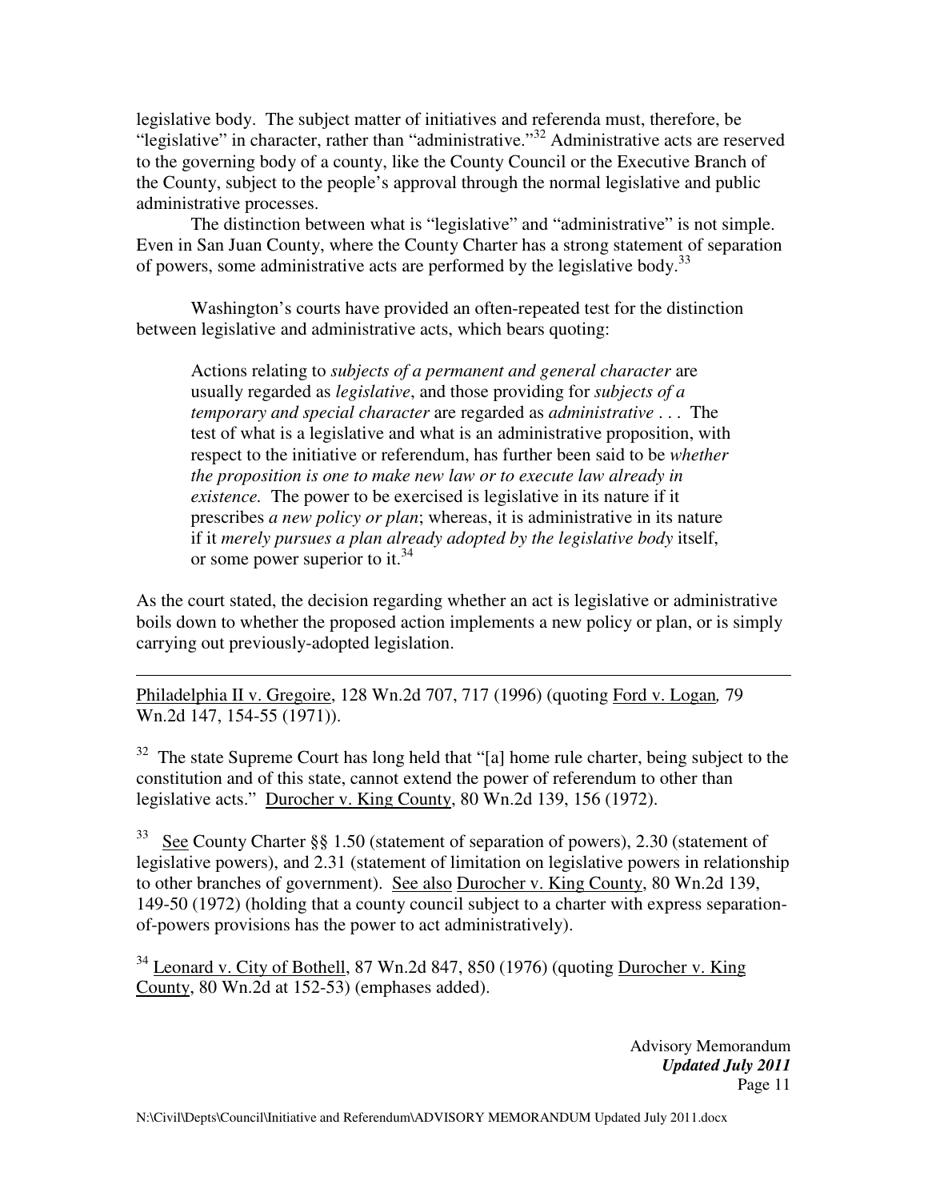legislative body. The subject matter of initiatives and referenda must, therefore, be "legislative" in character, rather than "administrative."[32] Administrative acts are reserved to the governing body of a county, like the County Council or the Executive Branch of the County, subject to the people's approval through the normal legislative and public administrative processes.

The distinction between what is "legislative" and "administrative" is not simple. Even in San Juan County, where the County Charter has a strong statement of separation of powers, some administrative acts are performed by the legislative body.[33]

Washington's courts have provided an often-repeated test for the distinction between legislative and administrative acts, which bears quoting:

> Actions relating to *subjects of a permanent and general character* are usually regarded as *legislative*, and those providing for *subjects of a temporary and special character* are regarded as *administrative* . . . The test of what is a legislative and what is an administrative proposition, with respect to the initiative or referendum, has further been said to be *whether the proposition is one to make new law or to execute law already in existence.* The power to be exercised is legislative in its nature if it prescribes *a new policy or plan*; whereas, it is administrative in its nature if it *merely pursues a plan already adopted by the legislative body* itself, or some power superior to it.[34]

As the court stated, the decision regarding whether an act is legislative or administrative boils down to whether the proposed action implements a new policy or plan, or is simply carrying out previously-adopted legislation.

---

Philadelphia II v. Gregoire, 128 Wn.2d 707, 717 (1996) (quoting Ford v. Logan*,* 79 Wn.2d 147, 154-55 (1971)).

[32] The state Supreme Court has long held that "[a] home rule charter, being subject to the constitution and of this state, cannot extend the power of referendum to other than legislative acts." Durocher v. King County, 80 Wn.2d 139, 156 (1972).

[33] See County Charter §§ 1.50 (statement of separation of powers), 2.30 (statement of legislative powers), and 2.31 (statement of limitation on legislative powers in relationship to other branches of government). See also Durocher v. King County, 80 Wn.2d 139, 149-50 (1972) (holding that a county council subject to a charter with express separation-of-powers provisions has the power to act administratively).

[34] Leonard v. City of Bothell, 87 Wn.2d 847, 850 (1976) (quoting Durocher v. King County, 80 Wn.2d at 152-53) (emphases added).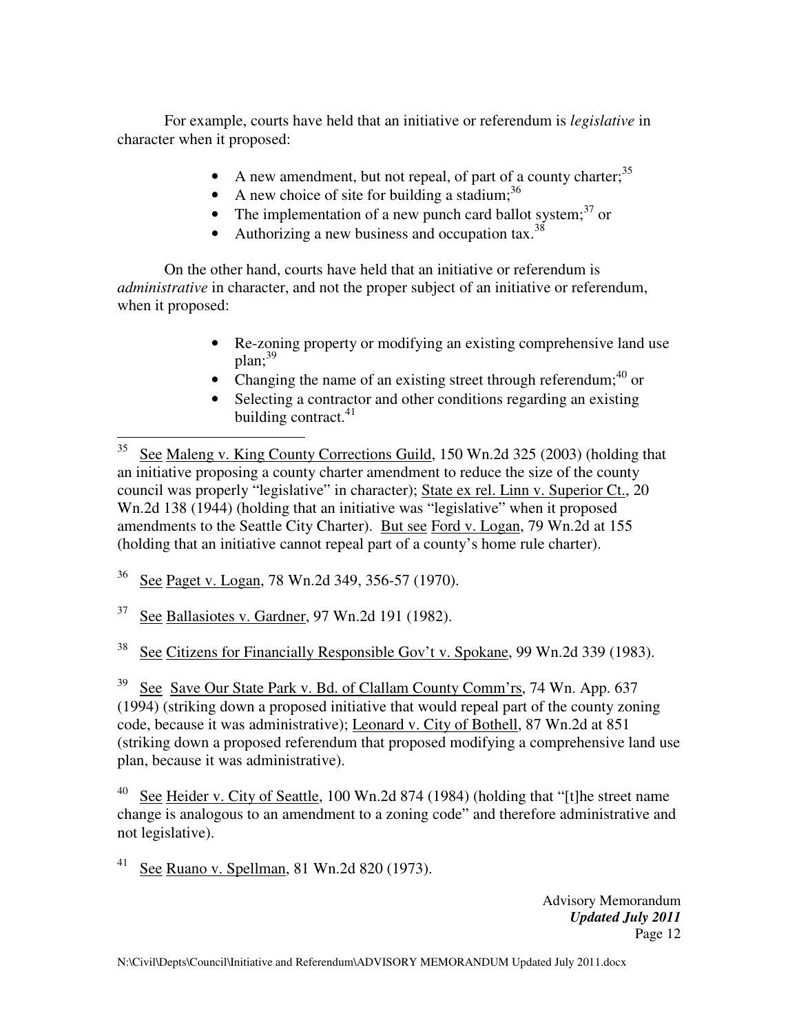For example, courts have held that an initiative or referendum is *legislative* in character when it proposed:

- A new amendment, but not repeal, of part of a county charter;[35]
- A new choice of site for building a stadium;[36]
- The implementation of a new punch card ballot system;[37] or
- Authorizing a new business and occupation tax.[38]

On the other hand, courts have held that an initiative or referendum is *administrative* in character, and not the proper subject of an initiative or referendum, when it proposed:

- Re-zoning property or modifying an existing comprehensive land use plan;[39]
- Changing the name of an existing street through referendum;[40] or
- Selecting a contractor and other conditions regarding an existing building contract.[41]

---

[35] See Maleng v. King County Corrections Guild, 150 Wn.2d 325 (2003) (holding that an initiative proposing a county charter amendment to reduce the size of the county council was properly "legislative" in character); State ex rel. Linn v. Superior Ct., 20 Wn.2d 138 (1944) (holding that an initiative was "legislative" when it proposed amendments to the Seattle City Charter). But see Ford v. Logan, 79 Wn.2d at 155 (holding that an initiative cannot repeal part of a county's home rule charter).

[36] See Paget v. Logan, 78 Wn.2d 349, 356-57 (1970).

[37] See Ballasiotes v. Gardner, 97 Wn.2d 191 (1982).

[38] See Citizens for Financially Responsible Gov't v. Spokane, 99 Wn.2d 339 (1983).

[39] See Save Our State Park v. Bd. of Clallam County Comm'rs, 74 Wn. App. 637 (1994) (striking down a proposed initiative that would repeal part of the county zoning code, because it was administrative); Leonard v. City of Bothell, 87 Wn.2d at 851 (striking down a proposed referendum that proposed modifying a comprehensive land use plan, because it was administrative).

[40] See Heider v. City of Seattle, 100 Wn.2d 874 (1984) (holding that "[t]he street name change is analogous to an amendment to a zoning code" and therefore administrative and not legislative).

[41] See Ruano v. Spellman, 81 Wn.2d 820 (1973).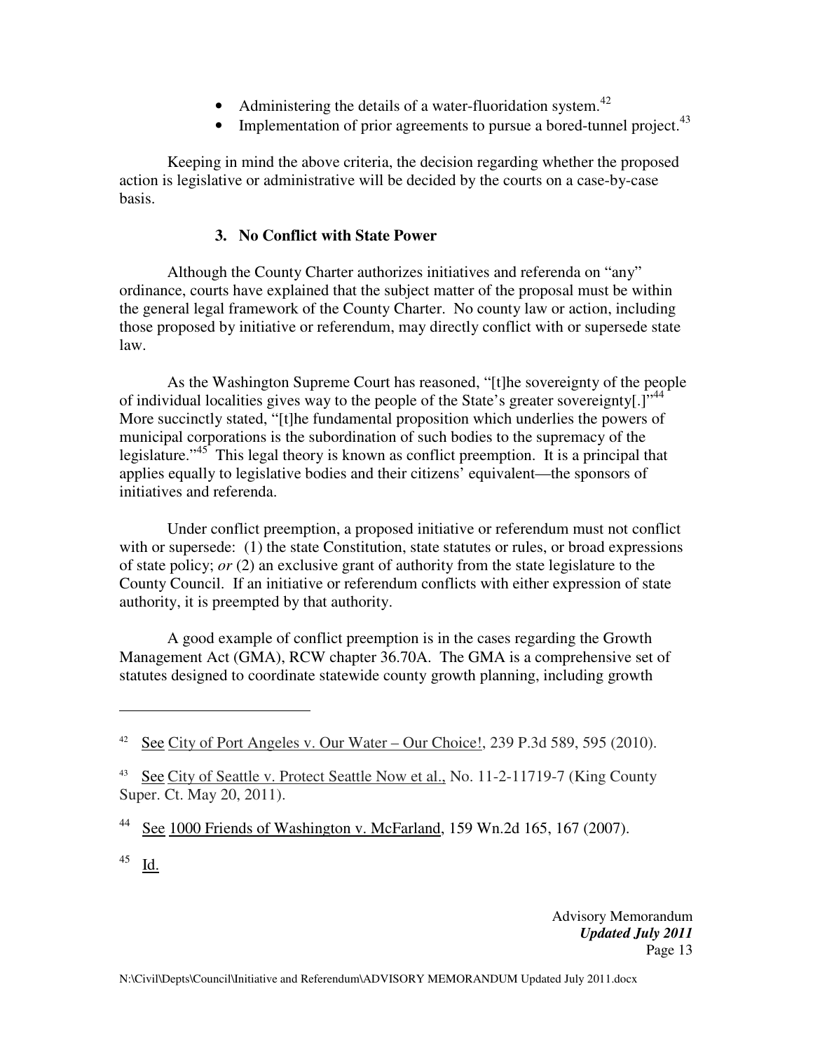- Administering the details of a water-fluoridation system.[42]
- Implementation of prior agreements to pursue a bored-tunnel project.[43]

Keeping in mind the above criteria, the decision regarding whether the proposed action is legislative or administrative will be decided by the courts on a case-by-case basis.

### 3. No Conflict with State Power

Although the County Charter authorizes initiatives and referenda on "any" ordinance, courts have explained that the subject matter of the proposal must be within the general legal framework of the County Charter. No county law or action, including those proposed by initiative or referendum, may directly conflict with or supersede state law.

As the Washington Supreme Court has reasoned, "[t]he sovereignty of the people of individual localities gives way to the people of the State's greater sovereignty[.]"[44] More succinctly stated, "[t]he fundamental proposition which underlies the powers of municipal corporations is the subordination of such bodies to the supremacy of the legislature."[45] This legal theory is known as conflict preemption. It is a principal that applies equally to legislative bodies and their citizens' equivalent—the sponsors of initiatives and referenda.

Under conflict preemption, a proposed initiative or referendum must not conflict with or supersede: (1) the state Constitution, state statutes or rules, or broad expressions of state policy; *or* (2) an exclusive grant of authority from the state legislature to the County Council. If an initiative or referendum conflicts with either expression of state authority, it is preempted by that authority.

A good example of conflict preemption is in the cases regarding the Growth Management Act (GMA), RCW chapter 36.70A. The GMA is a comprehensive set of statutes designed to coordinate statewide county growth planning, including growth

---

[42] See City of Port Angeles v. Our Water – Our Choice!, 239 P.3d 589, 595 (2010).

[43] See City of Seattle v. Protect Seattle Now et al., No. 11-2-11719-7 (King County Super. Ct. May 20, 2011).

[44] See 1000 Friends of Washington v. McFarland, 159 Wn.2d 165, 167 (2007).

[45] Id.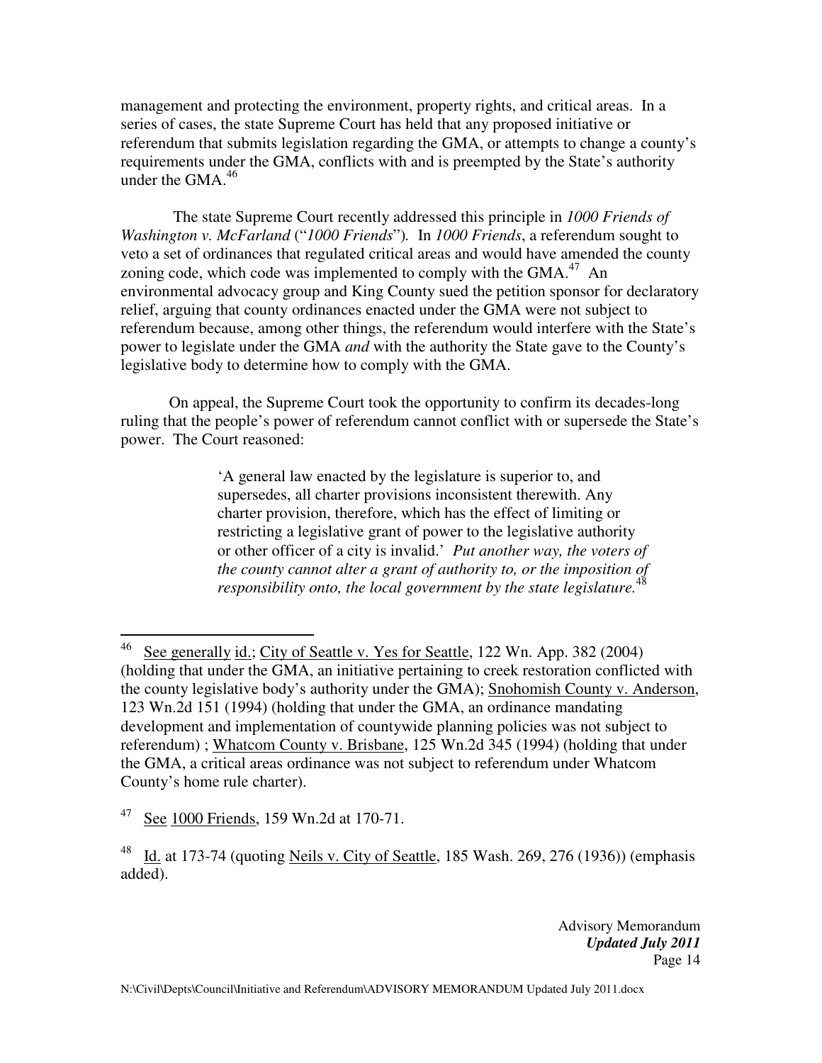management and protecting the environment, property rights, and critical areas. In a series of cases, the state Supreme Court has held that any proposed initiative or referendum that submits legislation regarding the GMA, or attempts to change a county's requirements under the GMA, conflicts with and is preempted by the State's authority under the GMA.[46]

The state Supreme Court recently addressed this principle in *1000 Friends of Washington v. McFarland* ("*1000 Friends*"). In *1000 Friends*, a referendum sought to veto a set of ordinances that regulated critical areas and would have amended the county zoning code, which code was implemented to comply with the GMA.[47] An environmental advocacy group and King County sued the petition sponsor for declaratory relief, arguing that county ordinances enacted under the GMA were not subject to referendum because, among other things, the referendum would interfere with the State's power to legislate under the GMA *and* with the authority the State gave to the County's legislative body to determine how to comply with the GMA.

On appeal, the Supreme Court took the opportunity to confirm its decades-long ruling that the people's power of referendum cannot conflict with or supersede the State's power. The Court reasoned:

> 'A general law enacted by the legislature is superior to, and supersedes, all charter provisions inconsistent therewith. Any charter provision, therefore, which has the effect of limiting or restricting a legislative grant of power to the legislative authority or other officer of a city is invalid.' *Put another way, the voters of the county cannot alter a grant of authority to, or the imposition of responsibility onto, the local government by the state legislature.*[48]

---

[46] See generally id.; City of Seattle v. Yes for Seattle, 122 Wn. App. 382 (2004) (holding that under the GMA, an initiative pertaining to creek restoration conflicted with the county legislative body's authority under the GMA); Snohomish County v. Anderson, 123 Wn.2d 151 (1994) (holding that under the GMA, an ordinance mandating development and implementation of countywide planning policies was not subject to referendum) ; Whatcom County v. Brisbane, 125 Wn.2d 345 (1994) (holding that under the GMA, a critical areas ordinance was not subject to referendum under Whatcom County's home rule charter).

[47] See 1000 Friends, 159 Wn.2d at 170-71.

[48] Id. at 173-74 (quoting Neils v. City of Seattle, 185 Wash. 269, 276 (1936)) (emphasis added).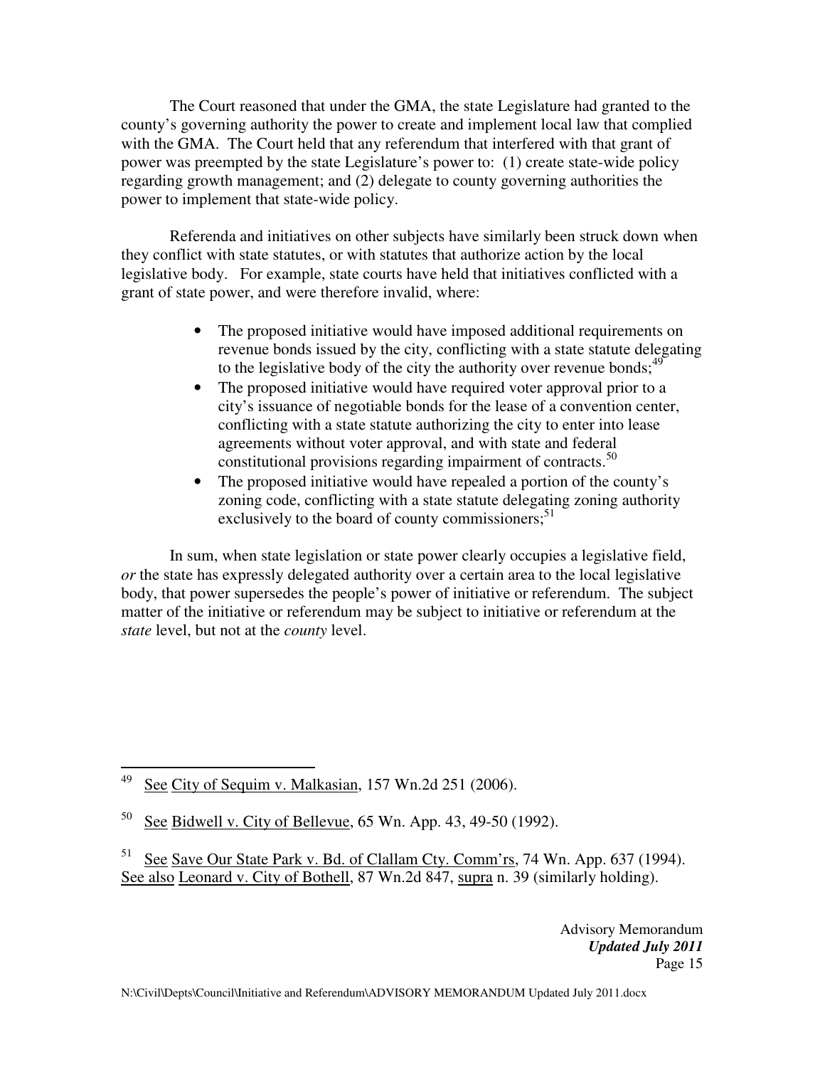The Court reasoned that under the GMA, the state Legislature had granted to the county's governing authority the power to create and implement local law that complied with the GMA. The Court held that any referendum that interfered with that grant of power was preempted by the state Legislature's power to: (1) create state-wide policy regarding growth management; and (2) delegate to county governing authorities the power to implement that state-wide policy.

Referenda and initiatives on other subjects have similarly been struck down when they conflict with state statutes, or with statutes that authorize action by the local legislative body. For example, state courts have held that initiatives conflicted with a grant of state power, and were therefore invalid, where:

- The proposed initiative would have imposed additional requirements on revenue bonds issued by the city, conflicting with a state statute delegating to the legislative body of the city the authority over revenue bonds;[49]
- The proposed initiative would have required voter approval prior to a city's issuance of negotiable bonds for the lease of a convention center, conflicting with a state statute authorizing the city to enter into lease agreements without voter approval, and with state and federal constitutional provisions regarding impairment of contracts.[50]
- The proposed initiative would have repealed a portion of the county's zoning code, conflicting with a state statute delegating zoning authority exclusively to the board of county commissioners;[51]

In sum, when state legislation or state power clearly occupies a legislative field, *or* the state has expressly delegated authority over a certain area to the local legislative body, that power supersedes the people's power of initiative or referendum. The subject matter of the initiative or referendum may be subject to initiative or referendum at the *state* level, but not at the *county* level.

---

[49] See City of Sequim v. Malkasian, 157 Wn.2d 251 (2006).

[50] See Bidwell v. City of Bellevue, 65 Wn. App. 43, 49-50 (1992).

[51] See Save Our State Park v. Bd. of Clallam Cty. Comm'rs, 74 Wn. App. 637 (1994). See also Leonard v. City of Bothell, 87 Wn.2d 847, supra n. 39 (similarly holding).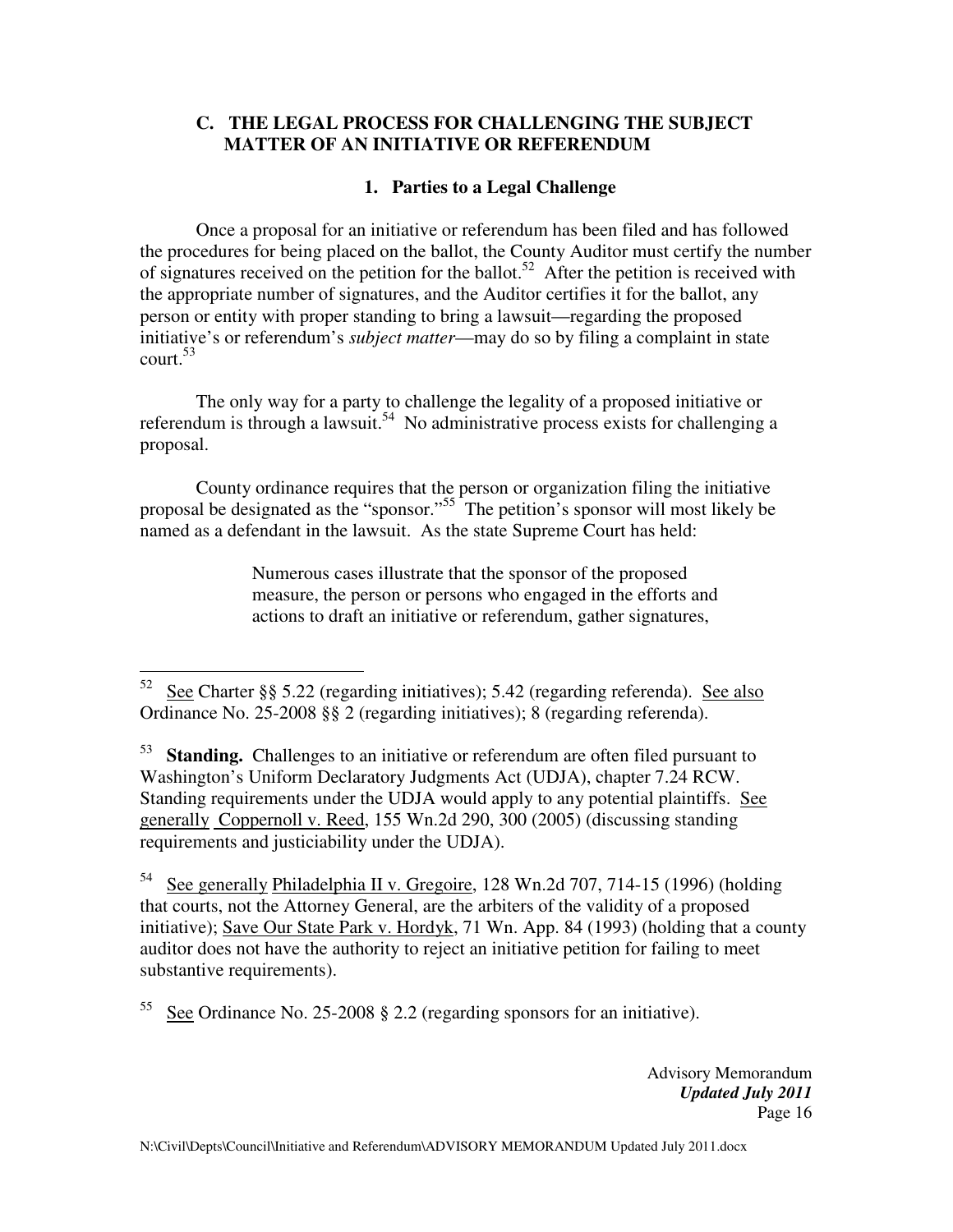### C. THE LEGAL PROCESS FOR CHALLENGING THE SUBJECT MATTER OF AN INITIATIVE OR REFERENDUM

#### 1. Parties to a Legal Challenge

Once a proposal for an initiative or referendum has been filed and has followed the procedures for being placed on the ballot, the County Auditor must certify the number of signatures received on the petition for the ballot.[52] After the petition is received with the appropriate number of signatures, and the Auditor certifies it for the ballot, any person or entity with proper standing to bring a lawsuit—regarding the proposed initiative's or referendum's *subject matter*—may do so by filing a complaint in state court.[53]

The only way for a party to challenge the legality of a proposed initiative or referendum is through a lawsuit.[54] No administrative process exists for challenging a proposal.

County ordinance requires that the person or organization filing the initiative proposal be designated as the "sponsor."[55] The petition's sponsor will most likely be named as a defendant in the lawsuit. As the state Supreme Court has held:

> Numerous cases illustrate that the sponsor of the proposed measure, the person or persons who engaged in the efforts and actions to draft an initiative or referendum, gather signatures,

---

[52] See Charter §§ 5.22 (regarding initiatives); 5.42 (regarding referenda). See also Ordinance No. 25-2008 §§ 2 (regarding initiatives); 8 (regarding referenda).

[53] **Standing.** Challenges to an initiative or referendum are often filed pursuant to Washington's Uniform Declaratory Judgments Act (UDJA), chapter 7.24 RCW. Standing requirements under the UDJA would apply to any potential plaintiffs. See generally Coppernoll v. Reed, 155 Wn.2d 290, 300 (2005) (discussing standing requirements and justiciability under the UDJA).

[54] See generally Philadelphia II v. Gregoire, 128 Wn.2d 707, 714-15 (1996) (holding that courts, not the Attorney General, are the arbiters of the validity of a proposed initiative); Save Our State Park v. Hordyk, 71 Wn. App. 84 (1993) (holding that a county auditor does not have the authority to reject an initiative petition for failing to meet substantive requirements).

[55] See Ordinance No. 25-2008 § 2.2 (regarding sponsors for an initiative).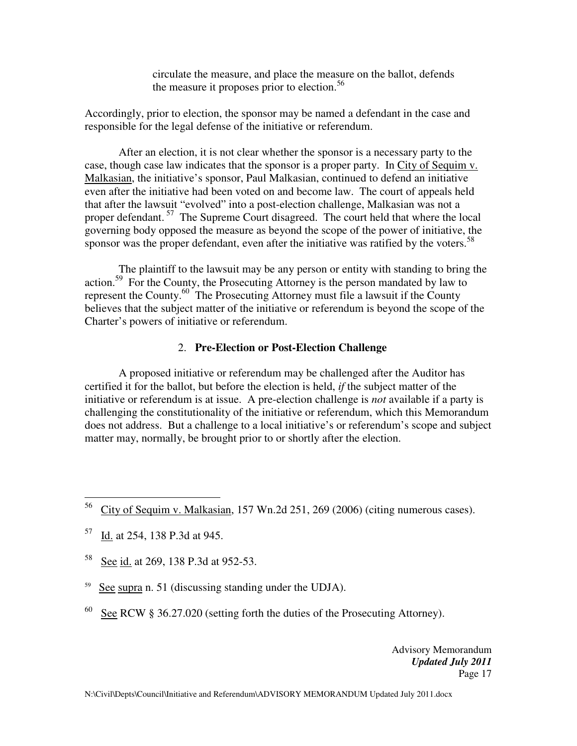circulate the measure, and place the measure on the ballot, defends the measure it proposes prior to election.[56]

Accordingly, prior to election, the sponsor may be named a defendant in the case and responsible for the legal defense of the initiative or referendum.

After an election, it is not clear whether the sponsor is a necessary party to the case, though case law indicates that the sponsor is a proper party. In City of Sequim v. Malkasian, the initiative's sponsor, Paul Malkasian, continued to defend an initiative even after the initiative had been voted on and become law. The court of appeals held that after the lawsuit "evolved" into a post-election challenge, Malkasian was not a proper defendant.[57] The Supreme Court disagreed. The court held that where the local governing body opposed the measure as beyond the scope of the power of initiative, the sponsor was the proper defendant, even after the initiative was ratified by the voters.[58]

The plaintiff to the lawsuit may be any person or entity with standing to bring the action.[59] For the County, the Prosecuting Attorney is the person mandated by law to represent the County.[60] The Prosecuting Attorney must file a lawsuit if the County believes that the subject matter of the initiative or referendum is beyond the scope of the Charter's powers of initiative or referendum.

2. **Pre-Election or Post-Election Challenge**

A proposed initiative or referendum may be challenged after the Auditor has certified it for the ballot, but before the election is held, *if* the subject matter of the initiative or referendum is at issue. A pre-election challenge is *not* available if a party is challenging the constitutionality of the initiative or referendum, which this Memorandum does not address. But a challenge to a local initiative's or referendum's scope and subject matter may, normally, be brought prior to or shortly after the election.

---

[56] City of Sequim v. Malkasian, 157 Wn.2d 251, 269 (2006) (citing numerous cases).

[57] Id. at 254, 138 P.3d at 945.

[58] See id. at 269, 138 P.3d at 952-53.

[59] See supra n. 51 (discussing standing under the UDJA).

[60] See RCW § 36.27.020 (setting forth the duties of the Prosecuting Attorney).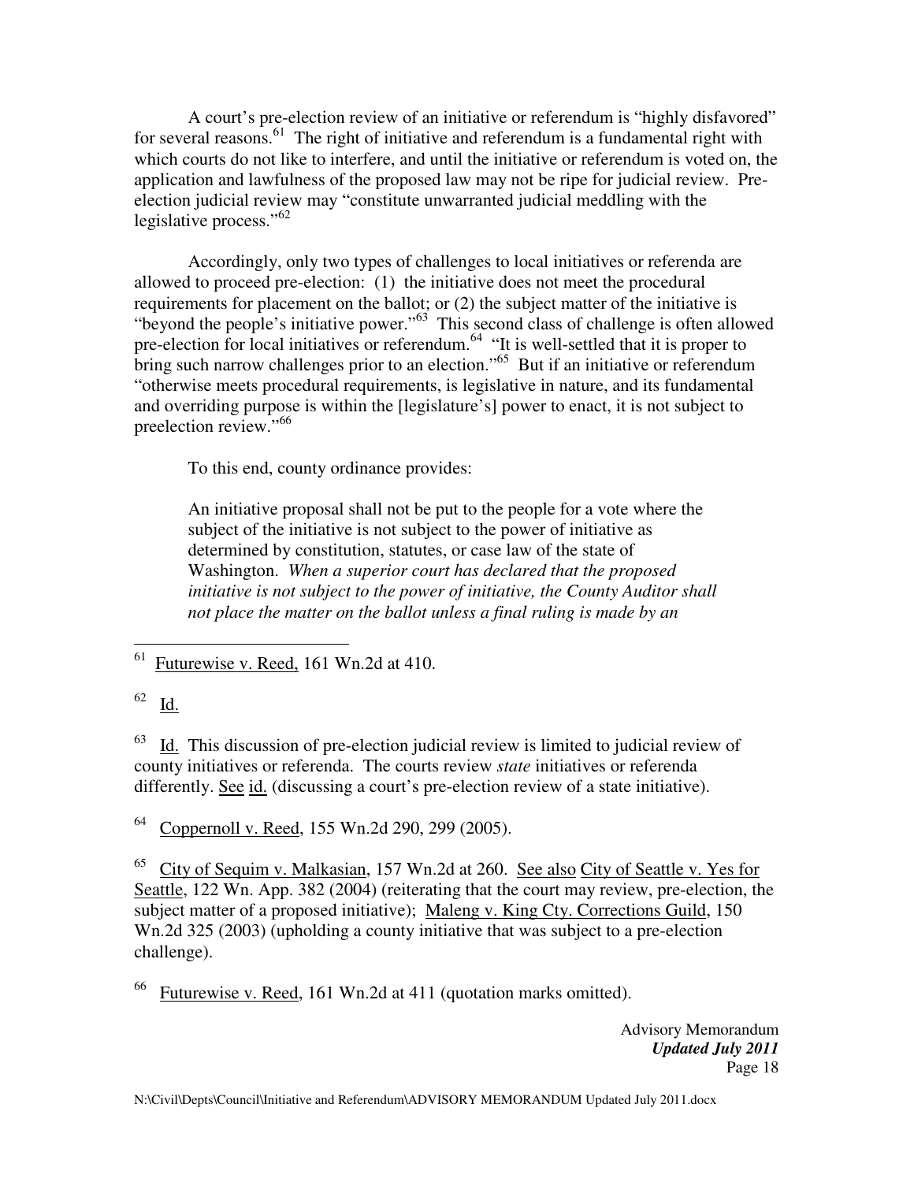A court's pre-election review of an initiative or referendum is "highly disfavored" for several reasons.[61] The right of initiative and referendum is a fundamental right with which courts do not like to interfere, and until the initiative or referendum is voted on, the application and lawfulness of the proposed law may not be ripe for judicial review. Pre-election judicial review may "constitute unwarranted judicial meddling with the legislative process."[62]

Accordingly, only two types of challenges to local initiatives or referenda are allowed to proceed pre-election: (1) the initiative does not meet the procedural requirements for placement on the ballot; or (2) the subject matter of the initiative is "beyond the people's initiative power."[63] This second class of challenge is often allowed pre-election for local initiatives or referendum.[64] "It is well-settled that it is proper to bring such narrow challenges prior to an election."[65] But if an initiative or referendum "otherwise meets procedural requirements, is legislative in nature, and its fundamental and overriding purpose is within the [legislature's] power to enact, it is not subject to preelection review."[66]

To this end, county ordinance provides:

> An initiative proposal shall not be put to the people for a vote where the subject of the initiative is not subject to the power of initiative as determined by constitution, statutes, or case law of the state of Washington. *When a superior court has declared that the proposed initiative is not subject to the power of initiative, the County Auditor shall not place the matter on the ballot unless a final ruling is made by an*

---

[61] Futurewise v. Reed, 161 Wn.2d at 410.

[62] Id.

[63] Id. This discussion of pre-election judicial review is limited to judicial review of county initiatives or referenda. The courts review *state* initiatives or referenda differently. See id. (discussing a court's pre-election review of a state initiative).

[64] Coppernoll v. Reed, 155 Wn.2d 290, 299 (2005).

[65] City of Sequim v. Malkasian, 157 Wn.2d at 260. See also City of Seattle v. Yes for Seattle, 122 Wn. App. 382 (2004) (reiterating that the court may review, pre-election, the subject matter of a proposed initiative); Maleng v. King Cty. Corrections Guild, 150 Wn.2d 325 (2003) (upholding a county initiative that was subject to a pre-election challenge).

[66] Futurewise v. Reed, 161 Wn.2d at 411 (quotation marks omitted).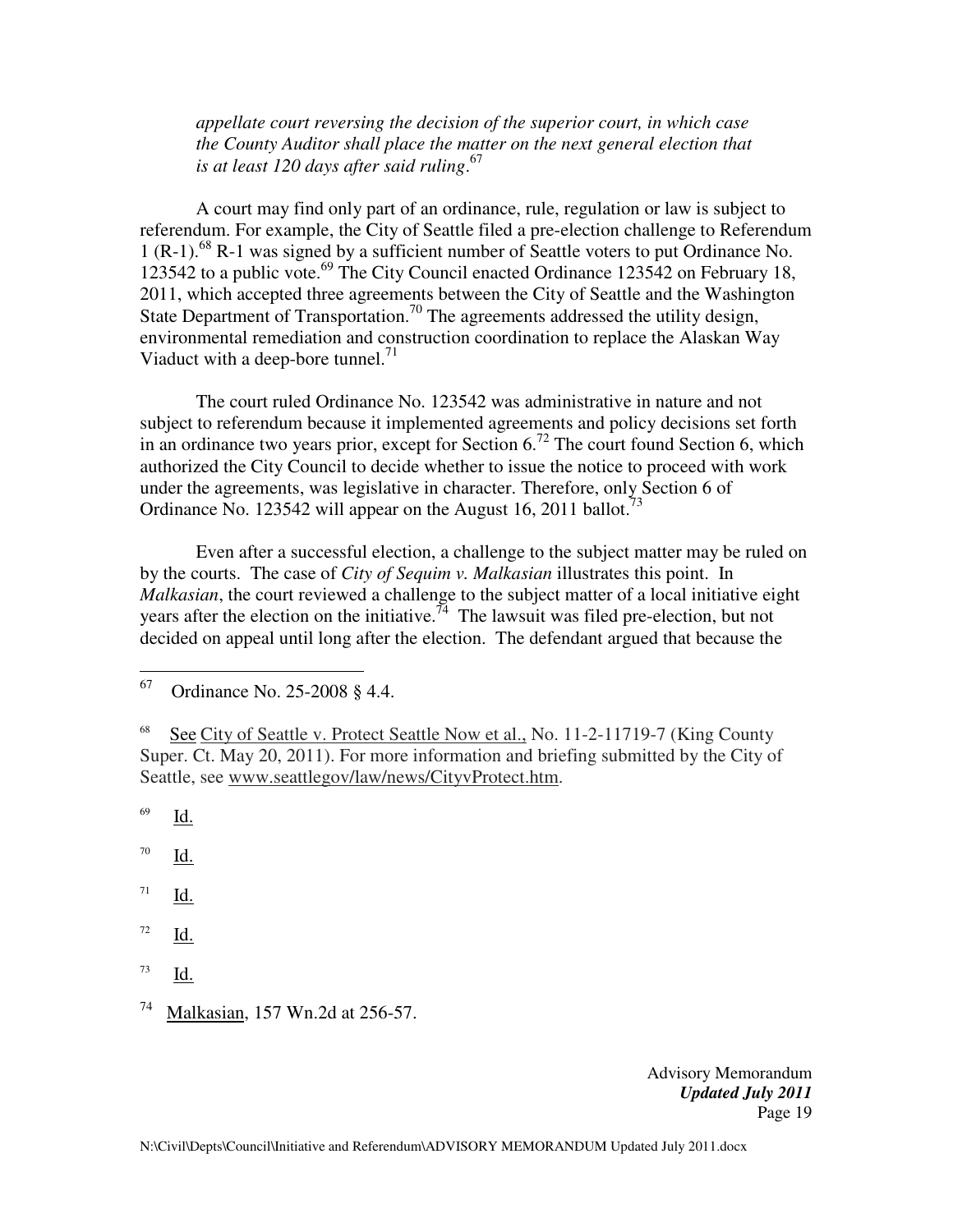*appellate court reversing the decision of the superior court, in which case the County Auditor shall place the matter on the next general election that is at least 120 days after said ruling*.[67]

A court may find only part of an ordinance, rule, regulation or law is subject to referendum. For example, the City of Seattle filed a pre-election challenge to Referendum 1 (R-1).[68] R-1 was signed by a sufficient number of Seattle voters to put Ordinance No. 123542 to a public vote.[69] The City Council enacted Ordinance 123542 on February 18, 2011, which accepted three agreements between the City of Seattle and the Washington State Department of Transportation.[70] The agreements addressed the utility design, environmental remediation and construction coordination to replace the Alaskan Way Viaduct with a deep-bore tunnel.[71]

The court ruled Ordinance No. 123542 was administrative in nature and not subject to referendum because it implemented agreements and policy decisions set forth in an ordinance two years prior, except for Section 6.[72] The court found Section 6, which authorized the City Council to decide whether to issue the notice to proceed with work under the agreements, was legislative in character. Therefore, only Section 6 of Ordinance No. 123542 will appear on the August 16, 2011 ballot.[73]

Even after a successful election, a challenge to the subject matter may be ruled on by the courts. The case of *City of Sequim v. Malkasian* illustrates this point. In *Malkasian*, the court reviewed a challenge to the subject matter of a local initiative eight years after the election on the initiative.[74] The lawsuit was filed pre-election, but not decided on appeal until long after the election. The defendant argued that because the

---

[67] Ordinance No. 25-2008 § 4.4.

[68] See City of Seattle v. Protect Seattle Now et al., No. 11-2-11719-7 (King County Super. Ct. May 20, 2011). For more information and briefing submitted by the City of Seattle, see www.seattlegov/law/news/CityvProtect.htm.

[69] Id.

[70] Id.

[71] Id.

[72] Id.

[73] Id.

[74] Malkasian, 157 Wn.2d at 256-57.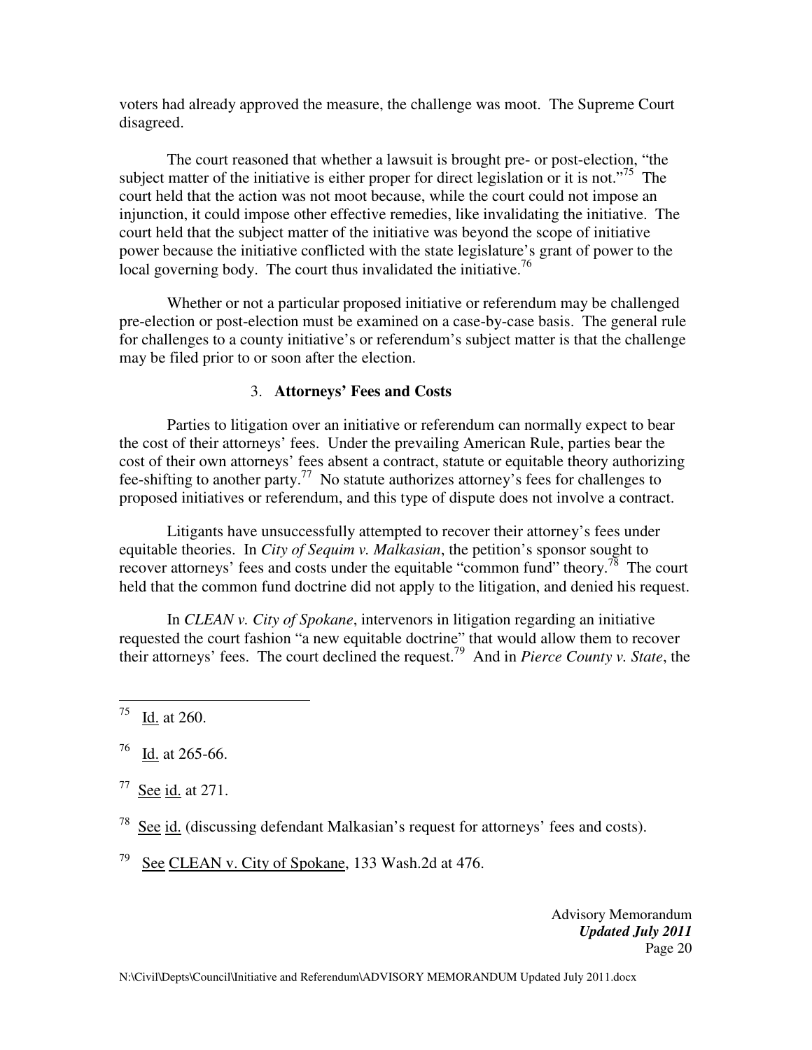voters had already approved the measure, the challenge was moot. The Supreme Court disagreed.

The court reasoned that whether a lawsuit is brought pre- or post-election, "the subject matter of the initiative is either proper for direct legislation or it is not."[75] The court held that the action was not moot because, while the court could not impose an injunction, it could impose other effective remedies, like invalidating the initiative. The court held that the subject matter of the initiative was beyond the scope of initiative power because the initiative conflicted with the state legislature's grant of power to the local governing body. The court thus invalidated the initiative.[76]

Whether or not a particular proposed initiative or referendum may be challenged pre-election or post-election must be examined on a case-by-case basis. The general rule for challenges to a county initiative's or referendum's subject matter is that the challenge may be filed prior to or soon after the election.

### 3. **Attorneys' Fees and Costs**

Parties to litigation over an initiative or referendum can normally expect to bear the cost of their attorneys' fees. Under the prevailing American Rule, parties bear the cost of their own attorneys' fees absent a contract, statute or equitable theory authorizing fee-shifting to another party.[77] No statute authorizes attorney's fees for challenges to proposed initiatives or referendum, and this type of dispute does not involve a contract.

Litigants have unsuccessfully attempted to recover their attorney's fees under equitable theories. In *City of Sequim v. Malkasian*, the petition's sponsor sought to recover attorneys' fees and costs under the equitable "common fund" theory.[78] The court held that the common fund doctrine did not apply to the litigation, and denied his request.

In *CLEAN v. City of Spokane*, intervenors in litigation regarding an initiative requested the court fashion "a new equitable doctrine" that would allow them to recover their attorneys' fees. The court declined the request.[79] And in *Pierce County v. State*, the

---

[75] Id. at 260.

[76] Id. at 265-66.

[77] See id. at 271.

[78] See id. (discussing defendant Malkasian's request for attorneys' fees and costs).

[79] See CLEAN v. City of Spokane, 133 Wash.2d at 476.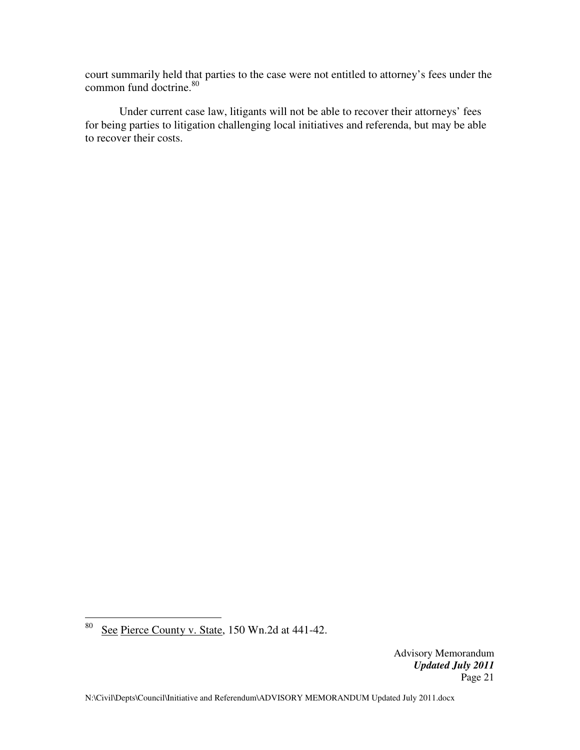court summarily held that parties to the case were not entitled to attorney's fees under the common fund doctrine.[80]

Under current case law, litigants will not be able to recover their attorneys' fees for being parties to litigation challenging local initiatives and referenda, but may be able to recover their costs.

---

[80] See Pierce County v. State, 150 Wn.2d at 441-42.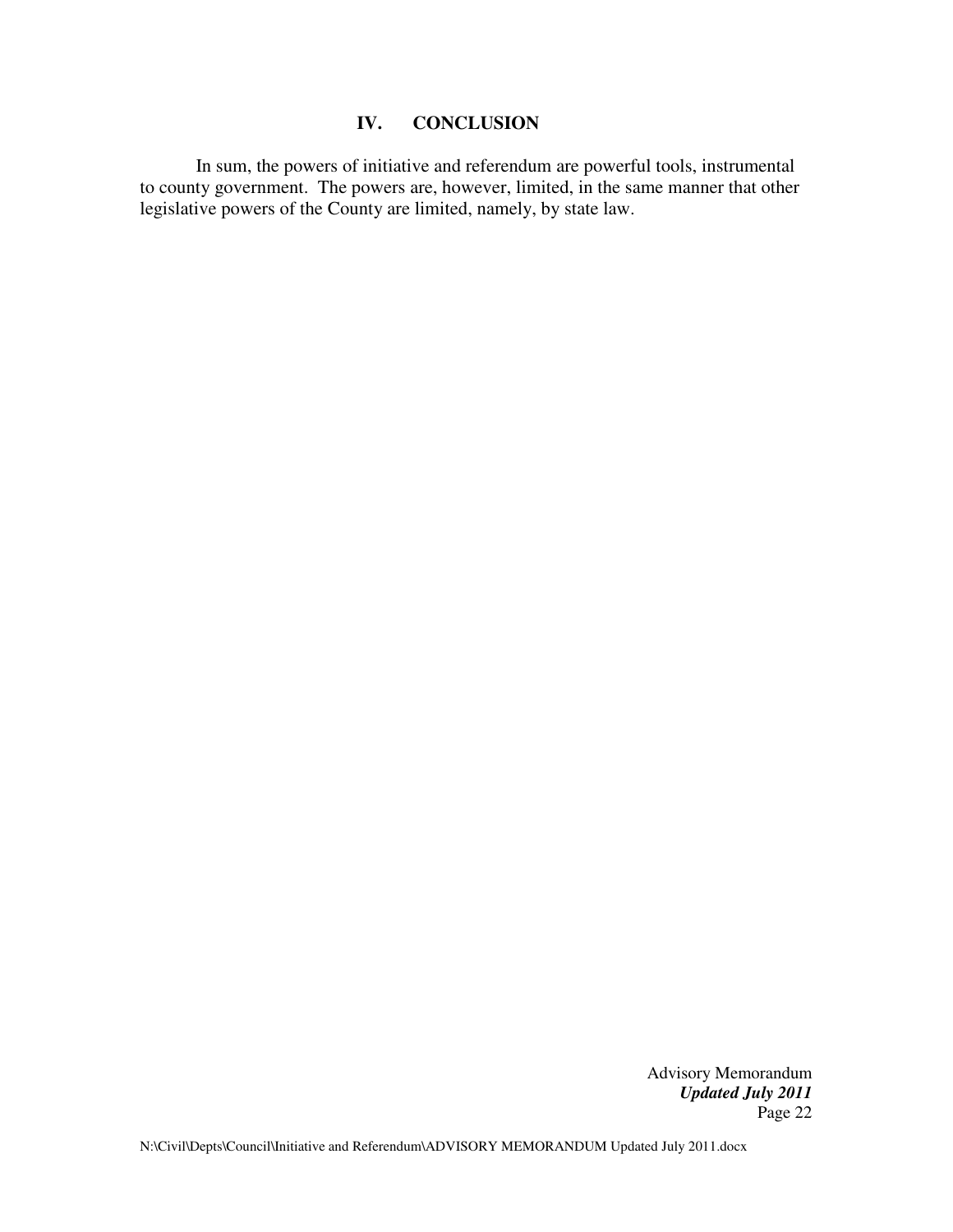## IV. CONCLUSION

In sum, the powers of initiative and referendum are powerful tools, instrumental to county government. The powers are, however, limited, in the same manner that other legislative powers of the County are limited, namely, by state law.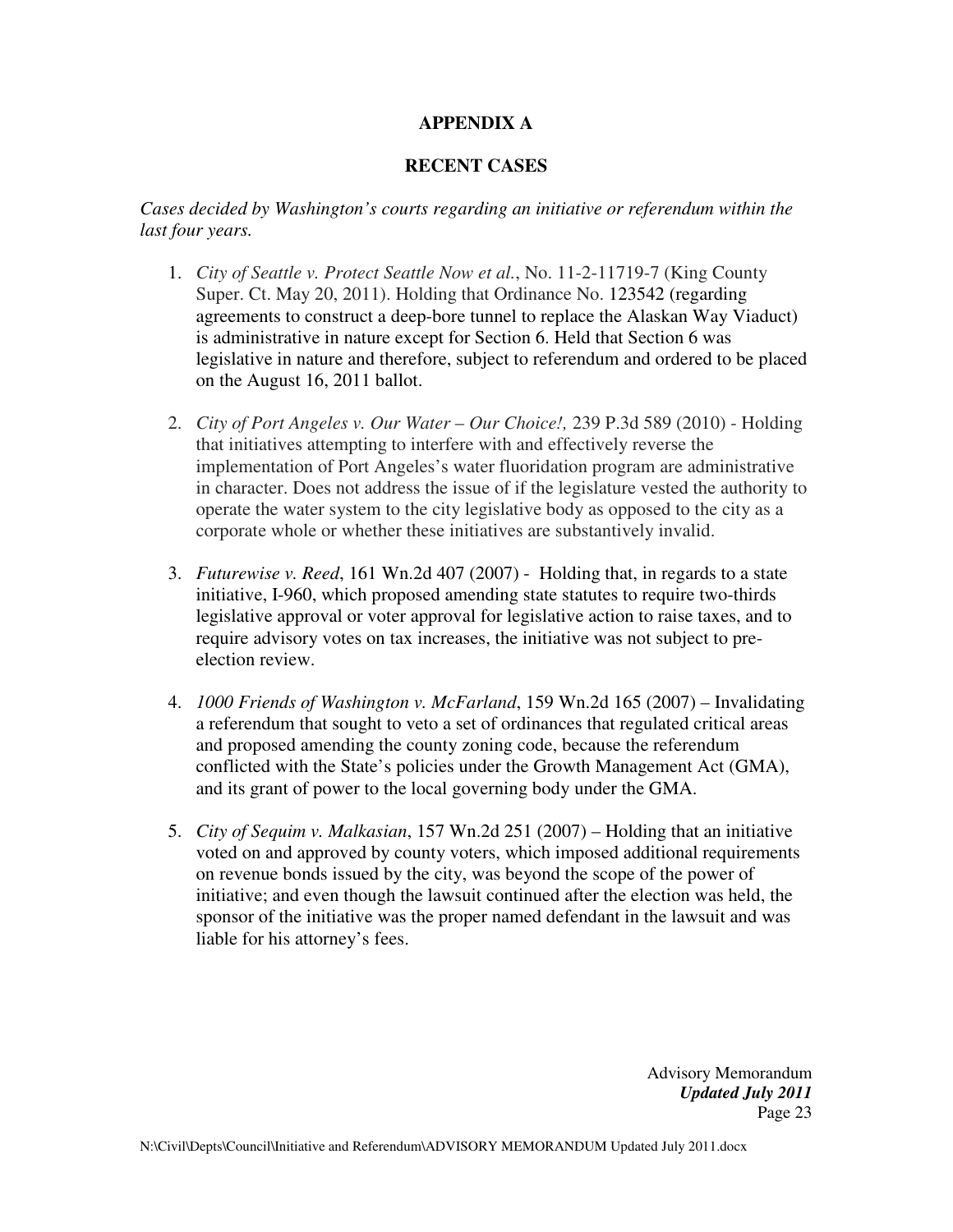# APPENDIX A

## RECENT CASES

*Cases decided by Washington's courts regarding an initiative or referendum within the last four years.*

1. *City of Seattle v. Protect Seattle Now et al.*, No. 11-2-11719-7 (King County Super. Ct. May 20, 2011). Holding that Ordinance No. 123542 (regarding agreements to construct a deep-bore tunnel to replace the Alaskan Way Viaduct) is administrative in nature except for Section 6. Held that Section 6 was legislative in nature and therefore, subject to referendum and ordered to be placed on the August 16, 2011 ballot.

2. *City of Port Angeles v. Our Water – Our Choice!,* 239 P.3d 589 (2010) - Holding that initiatives attempting to interfere with and effectively reverse the implementation of Port Angeles's water fluoridation program are administrative in character. Does not address the issue of if the legislature vested the authority to operate the water system to the city legislative body as opposed to the city as a corporate whole or whether these initiatives are substantively invalid.

3. *Futurewise v. Reed*, 161 Wn.2d 407 (2007) - Holding that, in regards to a state initiative, I-960, which proposed amending state statutes to require two-thirds legislative approval or voter approval for legislative action to raise taxes, and to require advisory votes on tax increases, the initiative was not subject to pre-election review.

4. *1000 Friends of Washington v. McFarland*, 159 Wn.2d 165 (2007) – Invalidating a referendum that sought to veto a set of ordinances that regulated critical areas and proposed amending the county zoning code, because the referendum conflicted with the State's policies under the Growth Management Act (GMA), and its grant of power to the local governing body under the GMA.

5. *City of Sequim v. Malkasian*, 157 Wn.2d 251 (2007) – Holding that an initiative voted on and approved by county voters, which imposed additional requirements on revenue bonds issued by the city, was beyond the scope of the power of initiative; and even though the lawsuit continued after the election was held, the sponsor of the initiative was the proper named defendant in the lawsuit and was liable for his attorney's fees.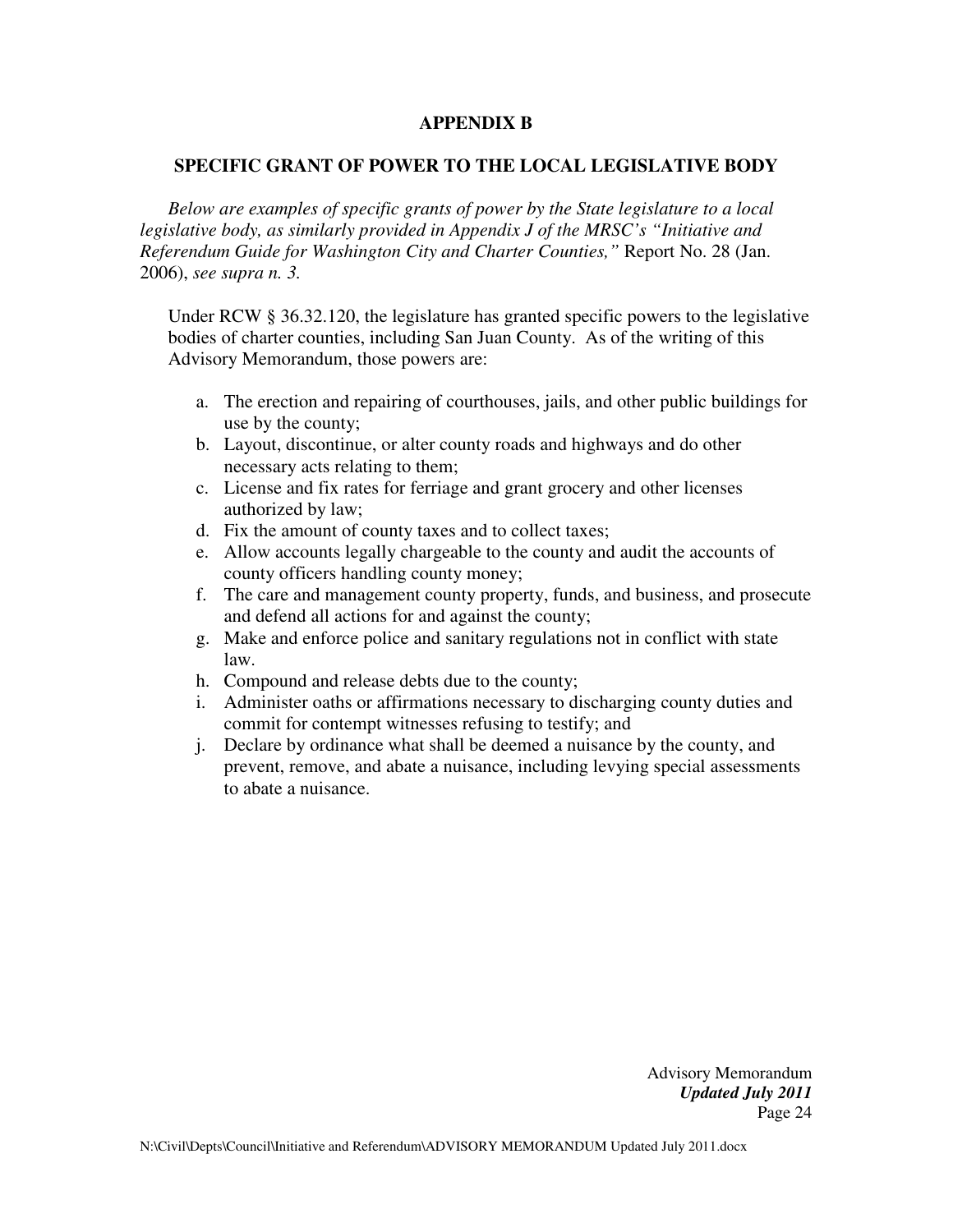## APPENDIX B

## SPECIFIC GRANT OF POWER TO THE LOCAL LEGISLATIVE BODY

*Below are examples of specific grants of power by the State legislature to a local legislative body, as similarly provided in Appendix J of the MRSC's "Initiative and Referendum Guide for Washington City and Charter Counties,"* Report No. 28 (Jan. 2006), *see supra n. 3.*

Under RCW § 36.32.120, the legislature has granted specific powers to the legislative bodies of charter counties, including San Juan County. As of the writing of this Advisory Memorandum, those powers are:

a. The erection and repairing of courthouses, jails, and other public buildings for use by the county;
b. Layout, discontinue, or alter county roads and highways and do other necessary acts relating to them;
c. License and fix rates for ferriage and grant grocery and other licenses authorized by law;
d. Fix the amount of county taxes and to collect taxes;
e. Allow accounts legally chargeable to the county and audit the accounts of county officers handling county money;
f. The care and management county property, funds, and business, and prosecute and defend all actions for and against the county;
g. Make and enforce police and sanitary regulations not in conflict with state law.
h. Compound and release debts due to the county;
i. Administer oaths or affirmations necessary to discharging county duties and commit for contempt witnesses refusing to testify; and
j. Declare by ordinance what shall be deemed a nuisance by the county, and prevent, remove, and abate a nuisance, including levying special assessments to abate a nuisance.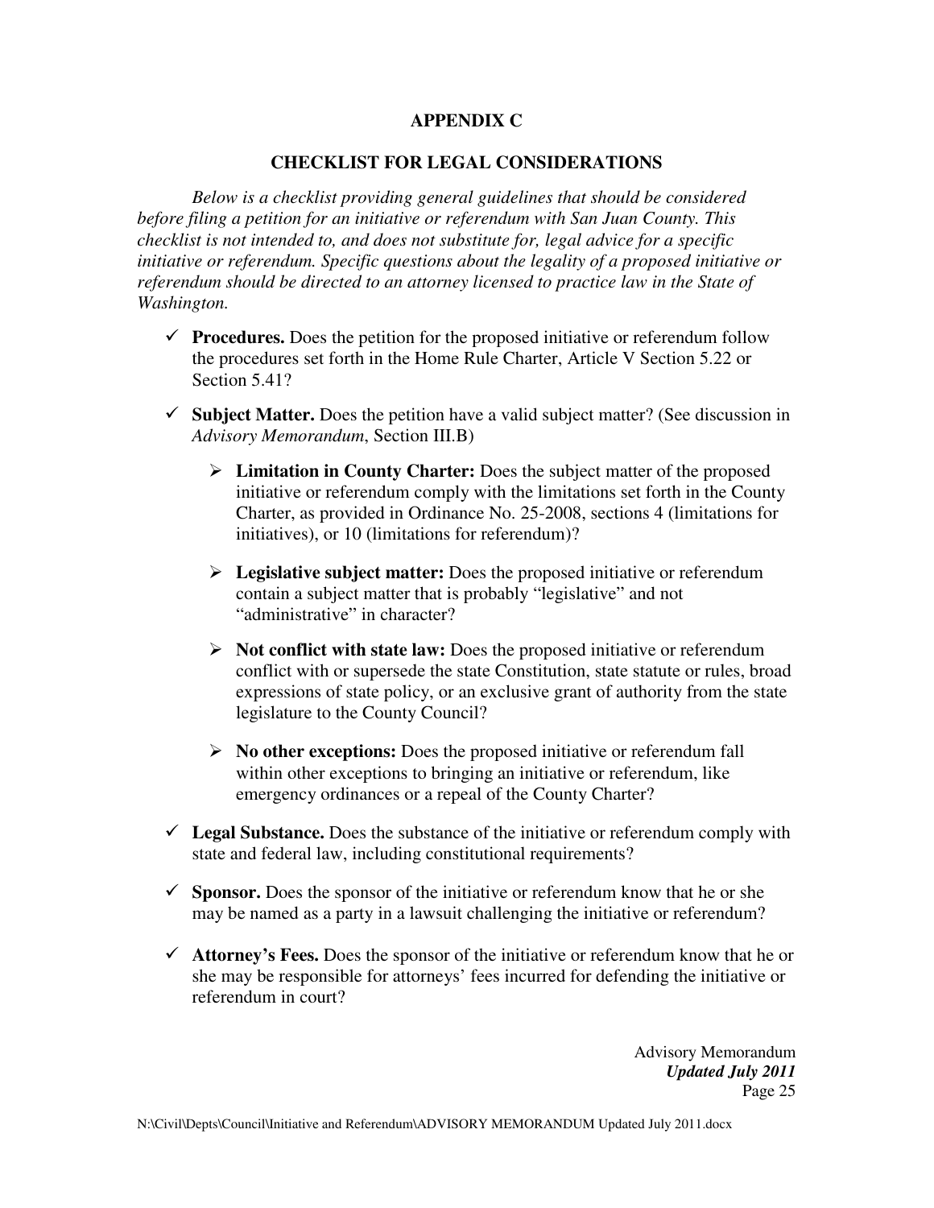# APPENDIX C

## CHECKLIST FOR LEGAL CONSIDERATIONS

*Below is a checklist providing general guidelines that should be considered before filing a petition for an initiative or referendum with San Juan County. This checklist is not intended to, and does not substitute for, legal advice for a specific initiative or referendum. Specific questions about the legality of a proposed initiative or referendum should be directed to an attorney licensed to practice law in the State of Washington.*

- ✓ **Procedures.** Does the petition for the proposed initiative or referendum follow the procedures set forth in the Home Rule Charter, Article V Section 5.22 or Section 5.41?

- ✓ **Subject Matter.** Does the petition have a valid subject matter? (See discussion in *Advisory Memorandum*, Section III.B)

  - **Limitation in County Charter:** Does the subject matter of the proposed initiative or referendum comply with the limitations set forth in the County Charter, as provided in Ordinance No. 25-2008, sections 4 (limitations for initiatives), or 10 (limitations for referendum)?

  - **Legislative subject matter:** Does the proposed initiative or referendum contain a subject matter that is probably "legislative" and not "administrative" in character?

  - **Not conflict with state law:** Does the proposed initiative or referendum conflict with or supersede the state Constitution, state statute or rules, broad expressions of state policy, or an exclusive grant of authority from the state legislature to the County Council?

  - **No other exceptions:** Does the proposed initiative or referendum fall within other exceptions to bringing an initiative or referendum, like emergency ordinances or a repeal of the County Charter?

- ✓ **Legal Substance.** Does the substance of the initiative or referendum comply with state and federal law, including constitutional requirements?

- ✓ **Sponsor.** Does the sponsor of the initiative or referendum know that he or she may be named as a party in a lawsuit challenging the initiative or referendum?

- ✓ **Attorney's Fees.** Does the sponsor of the initiative or referendum know that he or she may be responsible for attorneys' fees incurred for defending the initiative or referendum in court?